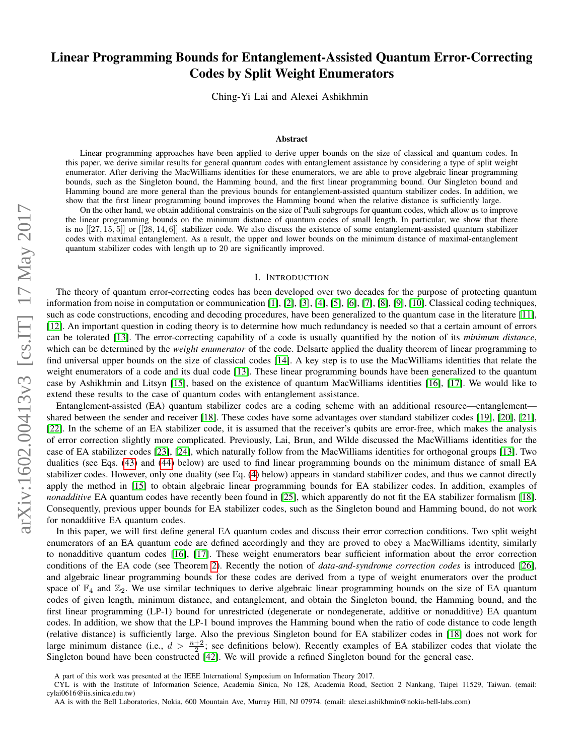# Linear Programming Bounds for Entanglement-Assisted Quantum Error-Correcting Codes by Split Weight Enumerators

Ching-Yi Lai and Alexei Ashikhmin

## Abstract

Linear programming approaches have been applied to derive upper bounds on the size of classical and quantum codes. In this paper, we derive similar results for general quantum codes with entanglement assistance by considering a type of split weight enumerator. After deriving the MacWilliams identities for these enumerators, we are able to prove algebraic linear programming bounds, such as the Singleton bound, the Hamming bound, and the first linear programming bound. Our Singleton bound and Hamming bound are more general than the previous bounds for entanglement-assisted quantum stabilizer codes. In addition, we show that the first linear programming bound improves the Hamming bound when the relative distance is sufficiently large.

On the other hand, we obtain additional constraints on the size of Pauli subgroups for quantum codes, which allow us to improve the linear programming bounds on the minimum distance of quantum codes of small length. In particular, we show that there is no $[[27, 15, 5]]$ or $[[28, 14, 6]]$ stabilizer code. We also discuss the existence of some entanglement-assisted quantum stabilizer codes with maximal entanglement. As a result, the upper and lower bounds on the minimum distance of maximal-entanglement quantum stabilizer codes with length up to 20 are significantly improved.

## I. Introduction

The theory of quantum error-correcting codes has been developed over two decades for the purpose of protecting quantum information from noise in computation or communication [1], [2], [3], [4], [5], [6], [7], [8], [9], [10]. Classical coding techniques, such as code constructions, encoding and decoding procedures, have been generalized to the quantum case in the literature [11], [12]. An important question in coding theory is to determine how much redundancy is needed so that a certain amount of errors can be tolerated [13]. The error-correcting capability of a code is usually quantified by the notion of its *minimum distance*, which can be determined by the *weight enumerator* of the code. Delsarte applied the duality theorem of linear programming to find universal upper bounds on the size of classical codes [14]. A key step is to use the MacWilliams identities that relate the weight enumerators of a code and its dual code [13]. These linear programming bounds have been generalized to the quantum case by Ashikhmin and Litsyn [15], based on the existence of quantum MacWilliams identities [16], [17]. We would like to extend these results to the case of quantum codes with entanglement assistance.

Entanglement-assisted (EA) quantum stabilizer codes are a coding scheme with an additional resource—entanglement—shared between the sender and receiver [18]. These codes have some advantages over standard stabilizer codes [19], [20], [21], [22]. In the scheme of an EA stabilizer code, it is assumed that the receiver's qubits are error-free, which makes the analysis of error correction slightly more complicated. Previously, Lai, Brun, and Wilde discussed the MacWilliams identities for the case of EA stabilizer codes [23], [24], which naturally follow from the MacWilliams identities for orthogonal groups [13]. Two dualities (see Eqs. (43) and (44) below) are used to find linear programming bounds on the minimum distance of small EA stabilizer codes. However, only one duality (see Eq. (4) below) appears in standard stabilizer codes, and thus we cannot directly apply the method in [15] to obtain algebraic linear programming bounds for EA stabilizer codes. In addition, examples of *nonadditive* EA quantum codes have recently been found in [25], which apparently do not fit the EA stabilizer formalism [18]. Consequently, previous upper bounds for EA stabilizer codes, such as the Singleton bound and Hamming bound, do not work for nonadditive EA quantum codes.

In this paper, we will first define general EA quantum codes and discuss their error correction conditions. Two split weight enumerators of an EA quantum code are defined accordingly and they are proved to obey a MacWilliams identity, similarly to nonadditive quantum codes [16], [17]. These weight enumerators bear sufficient information about the error correction conditions of the EA code (see Theorem 2). Recently the notion of *data-and-syndrome correction codes* is introduced [26], and algebraic linear programming bounds for these codes are derived from a type of weight enumerators over the product space of $\mathbb{F}_4$ and $\mathbb{Z}_2$. We use similar techniques to derive algebraic linear programming bounds on the size of EA quantum codes of given length, minimum distance, and entanglement, and obtain the Singleton bound, the Hamming bound, and the first linear programming (LP-1) bound for unrestricted (degenerate or nondegenerate, additive or nonadditive) EA quantum codes. In addition, we show that the LP-1 bound improves the Hamming bound when the ratio of code distance to code length (relative distance) is sufficiently large. Also the previous Singleton bound for EA stabilizer codes in [18] does not work for large minimum distance (i.e., $d > \frac{n+2}{2}$; see definitions below). Recently examples of EA stabilizer codes that violate the Singleton bound have been constructed [42]. We will provide a refined Singleton bound for the general case.

A part of this work was presented at the IEEE International Symposium on Information Theory 2017.

CYL is with the Institute of Information Science, Academia Sinica, No 128, Academia Road, Section 2 Nankang, Taipei 11529, Taiwan. (email: cylai0616@iis.sinica.edu.tw)

AA is with the Bell Laboratories, Nokia, 600 Mountain Ave, Murray Hill, NJ 07974. (email: alexei.ashikhmin@nokia-bell-labs.com)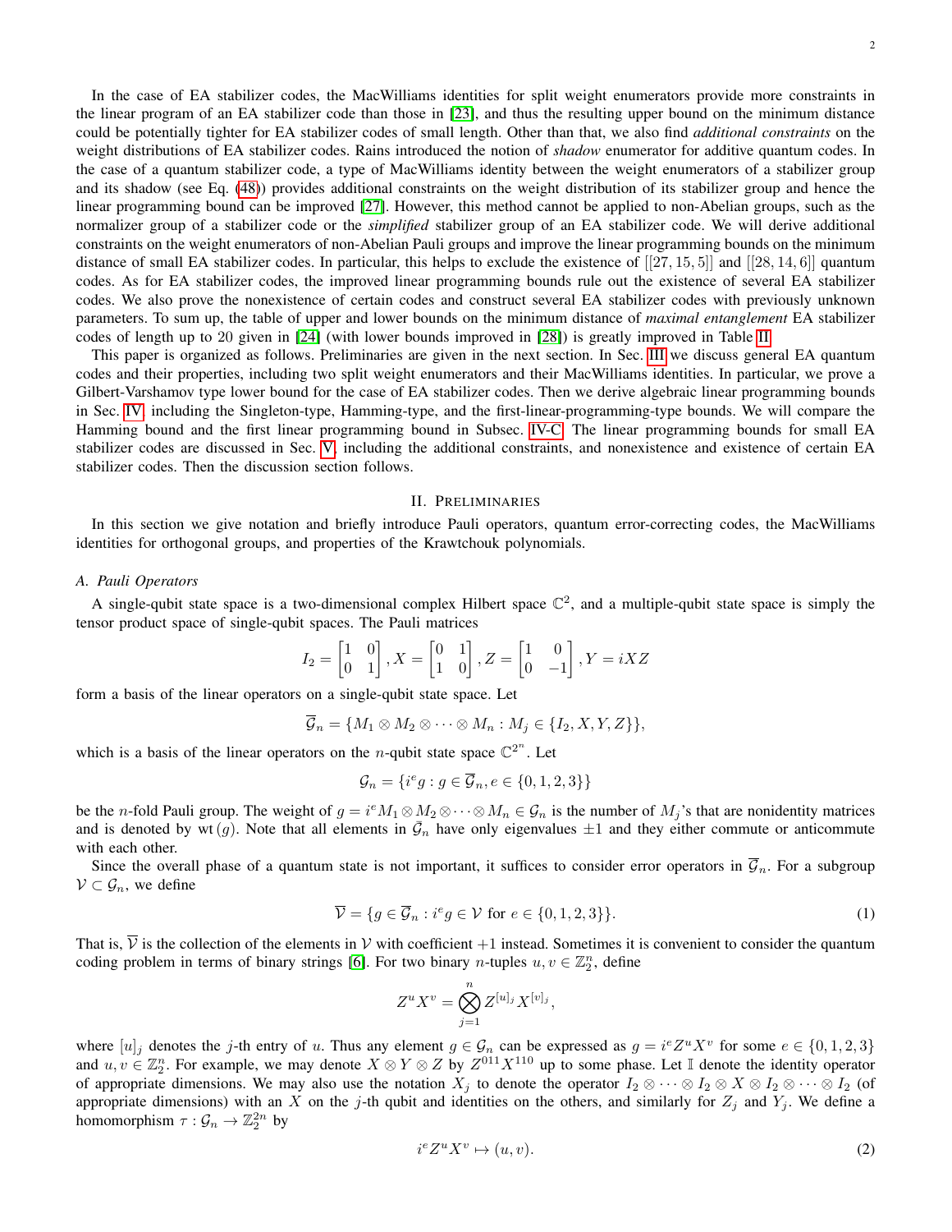In the case of EA stabilizer codes, the MacWilliams identities for split weight enumerators provide more constraints in the linear program of an EA stabilizer code than those in [23], and thus the resulting upper bound on the minimum distance could be potentially tighter for EA stabilizer codes of small length. Other than that, we also find *additional constraints* on the weight distributions of EA stabilizer codes. Rains introduced the notion of *shadow* enumerator for additive quantum codes. In the case of a quantum stabilizer code, a type of MacWilliams identity between the weight enumerators of a stabilizer group and its shadow (see Eq. (48)) provides additional constraints on the weight distribution of its stabilizer group and hence the linear programming bound can be improved [27]. However, this method cannot be applied to non-Abelian groups, such as the normalizer group of a stabilizer code or the *simplified* stabilizer group of an EA stabilizer code. We will derive additional constraints on the weight enumerators of non-Abelian Pauli groups and improve the linear programming bounds on the minimum distance of small EA stabilizer codes. In particular, this helps to exclude the existence of $[[27, 15, 5]]$ and $[[28, 14, 6]]$ quantum codes. As for EA stabilizer codes, the improved linear programming bounds rule out the existence of several EA stabilizer codes. We also prove the nonexistence of certain codes and construct several EA stabilizer codes with previously unknown parameters. To sum up, the table of upper and lower bounds on the minimum distance of *maximal entanglement* EA stabilizer codes of length up to 20 given in [24] (with lower bounds improved in [28]) is greatly improved in Table II.

This paper is organized as follows. Preliminaries are given in the next section. In Sec. III we discuss general EA quantum codes and their properties, including two split weight enumerators and their MacWilliams identities. In particular, we prove a Gilbert-Varshamov type lower bound for the case of EA stabilizer codes. Then we derive algebraic linear programming bounds in Sec. IV, including the Singleton-type, Hamming-type, and the first-linear-programming-type bounds. We will compare the Hamming bound and the first linear programming bound in Subsec. IV-C. The linear programming bounds for small EA stabilizer codes are discussed in Sec. V, including the additional constraints, and nonexistence and existence of certain EA stabilizer codes. Then the discussion section follows.

## II. Preliminaries

In this section we give notation and briefly introduce Pauli operators, quantum error-correcting codes, the MacWilliams identities for orthogonal groups, and properties of the Krawtchouk polynomials.

### A. Pauli Operators

A single-qubit state space is a two-dimensional complex Hilbert space $\mathbb{C}^2$, and a multiple-qubit state space is simply the tensor product space of single-qubit spaces. The Pauli matrices

$$I_2 = \begin{bmatrix} 1 & 0 \\ 0 & 1 \end{bmatrix}, X = \begin{bmatrix} 0 & 1 \\ 1 & 0 \end{bmatrix}, Z = \begin{bmatrix} 1 & 0 \\ 0 & -1 \end{bmatrix}, Y = iXZ$$

form a basis of the linear operators on a single-qubit state space. Let

$$\overline{\mathcal{G}}_n = \{M_1 \otimes M_2 \otimes \cdots \otimes M_n : M_j \in \{I_2, X, Y, Z\}\},$$

which is a basis of the linear operators on the $n$-qubit state space $\mathbb{C}^{2^n}$. Let

$$\mathcal{G}_n = \{i^e g : g \in \overline{\mathcal{G}}_n, e \in \{0, 1, 2, 3\}\}$$

be the $n$-fold Pauli group. The weight of $g = i^e M_1 \otimes M_2 \otimes \cdots \otimes M_n \in \mathcal{G}_n$ is the number of $M_j$'s that are nonidentity matrices and is denoted by $\mathrm{wt}(g)$. Note that all elements in $\bar{\mathcal{G}}_n$ have only eigenvalues $\pm 1$ and they either commute or anticommute with each other.

Since the overall phase of a quantum state is not important, it suffices to consider error operators in $\overline{\mathcal{G}}_n$. For a subgroup $\mathcal{V} \subset \mathcal{G}_n$, we define

$$\overline{\mathcal{V}} = \{g \in \overline{\mathcal{G}}_n : i^e g \in \mathcal{V} \text{ for } e \in \{0, 1, 2, 3\}\}. \tag{1}$$

That is, $\overline{\mathcal{V}}$ is the collection of the elements in $\mathcal{V}$ with coefficient $+1$ instead. Sometimes it is convenient to consider the quantum coding problem in terms of binary strings [6]. For two binary $n$-tuples $u, v \in \mathbb{Z}_2^n$, define

$$Z^u X^v = \bigotimes_{j=1}^{n} Z^{[u]_j} X^{[v]_j},$$

where $[u]_j$ denotes the $j$-th entry of $u$. Thus any element $g \in \mathcal{G}_n$ can be expressed as $g = i^e Z^u X^v$ for some $e \in \{0, 1, 2, 3\}$ and $u, v \in \mathbb{Z}_2^n$. For example, we may denote $X \otimes Y \otimes Z$ by $Z^{011} X^{110}$ up to some phase. Let $\mathbb{I}$ denote the identity operator of appropriate dimensions. We may also use the notation $X_j$ to denote the operator $I_2 \otimes \cdots \otimes I_2 \otimes X \otimes I_2 \otimes \cdots \otimes I_2$ (of appropriate dimensions) with an $X$ on the $j$-th qubit and identities on the others, and similarly for $Z_j$ and $Y_j$. We define a homomorphism $\tau : \mathcal{G}_n \to \mathbb{Z}_2^{2n}$ by

$$i^e Z^u X^v \mapsto (u, v). \tag{2}$$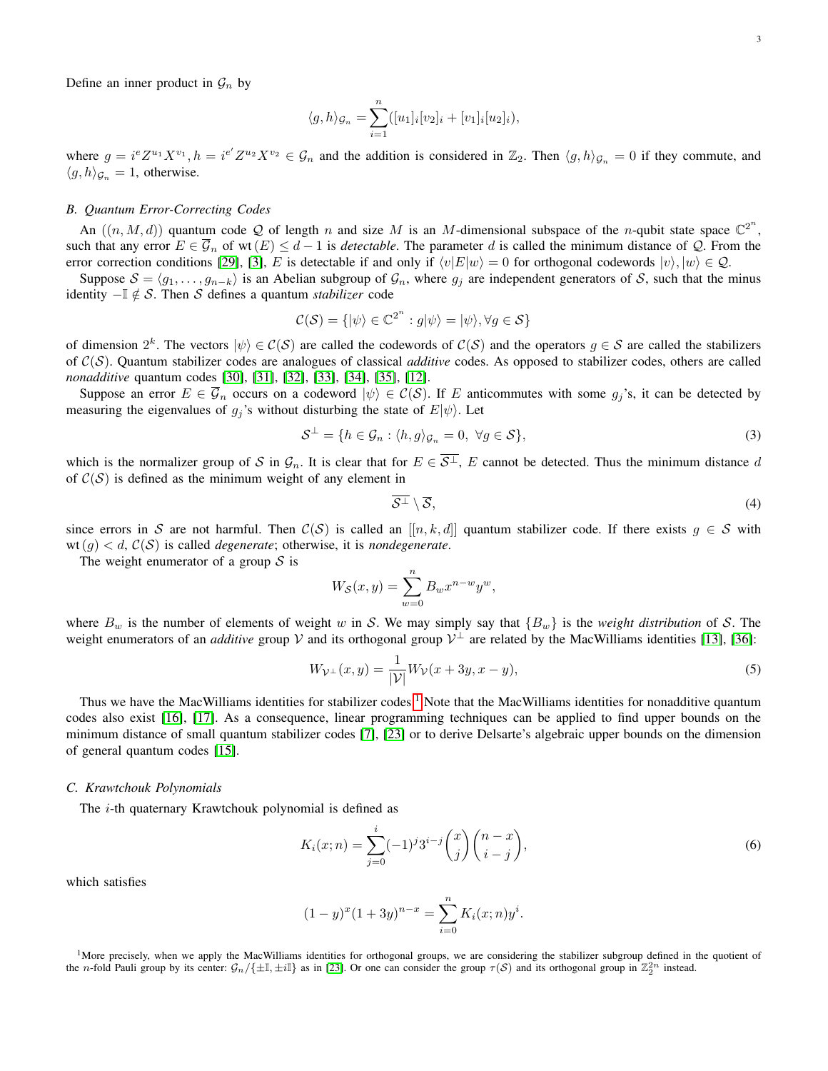Define an inner product in $\mathcal{G}_n$ by

$$\langle g, h\rangle_{\mathcal{G}_n} = \sum_{i=1}^{n}([u_1]_i[v_2]_i + [v_1]_i[u_2]_i),$$

where $g = i^e Z^{u_1} X^{v_1}, h = i^{e'} Z^{u_2} X^{v_2} \in \mathcal{G}_n$ and the addition is considered in $\mathbb{Z}_2$. Then $\langle g, h\rangle_{\mathcal{G}_n} = 0$ if they commute, and $\langle g, h\rangle_{\mathcal{G}_n} = 1$, otherwise.

### B. Quantum Error-Correcting Codes

An $((n, M, d))$ quantum code $\mathcal{Q}$ of length $n$ and size $M$ is an $M$-dimensional subspace of the $n$-qubit state space $\mathbb{C}^{2^n}$, such that any error $E \in \overline{\mathcal{G}}_n$ of $\mathrm{wt}\,(E) \leq d-1$ is *detectable*. The parameter $d$ is called the minimum distance of $\mathcal{Q}$. From the error correction conditions [29], [3], $E$ is detectable if and only if $\langle v|E|w\rangle = 0$ for orthogonal codewords $|v\rangle, |w\rangle \in \mathcal{Q}$.

Suppose $\mathcal{S} = \langle g_1, \ldots, g_{n-k}\rangle$ is an Abelian subgroup of $\mathcal{G}_n$, where $g_j$ are independent generators of $\mathcal{S}$, such that the minus identity $-\mathbb{I} \notin \mathcal{S}$. Then $\mathcal{S}$ defines a quantum *stabilizer* code

$$\mathcal{C}(\mathcal{S}) = \{|\psi\rangle \in \mathbb{C}^{2^n} : g|\psi\rangle = |\psi\rangle, \forall g \in \mathcal{S}\}$$

of dimension $2^k$. The vectors $|\psi\rangle \in \mathcal{C}(\mathcal{S})$ are called the codewords of $\mathcal{C}(\mathcal{S})$ and the operators $g \in \mathcal{S}$ are called the stabilizers of $\mathcal{C}(\mathcal{S})$. Quantum stabilizer codes are analogues of classical *additive* codes. As opposed to stabilizer codes, others are called *nonadditive* quantum codes [30], [31], [32], [33], [34], [35], [12].

Suppose an error $E \in \overline{\mathcal{G}}_n$ occurs on a codeword $|\psi\rangle \in \mathcal{C}(\mathcal{S})$. If $E$ anticommutes with some $g_j$'s, it can be detected by measuring the eigenvalues of $g_j$'s without disturbing the state of $E|\psi\rangle$. Let

$$\mathcal{S}^\perp = \{h \in \mathcal{G}_n : \langle h, g\rangle_{\mathcal{G}_n} = 0, \ \forall g \in \mathcal{S}\}, \tag{3}$$

which is the normalizer group of $\mathcal{S}$ in $\mathcal{G}_n$. It is clear that for $E \in \overline{\mathcal{S}^\perp}$, $E$ cannot be detected. Thus the minimum distance $d$ of $\mathcal{C}(\mathcal{S})$ is defined as the minimum weight of any element in

$$\overline{\mathcal{S}^\perp} \setminus \overline{\mathcal{S}}, \tag{4}$$

since errors in $\mathcal{S}$ are not harmful. Then $\mathcal{C}(\mathcal{S})$ is called an $[[n, k, d]]$ quantum stabilizer code. If there exists $g \in \mathcal{S}$ with $\mathrm{wt}\,(g) < d$, $\mathcal{C}(\mathcal{S})$ is called *degenerate*; otherwise, it is *nondegenerate*.

The weight enumerator of a group $\mathcal{S}$ is

$$W_{\mathcal{S}}(x, y) = \sum_{w=0}^{n} B_w x^{n-w} y^w,$$

where $B_w$ is the number of elements of weight $w$ in $\mathcal{S}$. We may simply say that $\{B_w\}$ is the *weight distribution* of $\mathcal{S}$. The weight enumerators of an *additive* group $\mathcal{V}$ and its orthogonal group $\mathcal{V}^\perp$ are related by the MacWilliams identities [13], [36]:

$$W_{\mathcal{V}^\perp}(x, y) = \frac{1}{|\mathcal{V}|} W_{\mathcal{V}}(x + 3y, x - y), \tag{5}$$

Thus we have the MacWilliams identities for stabilizer codes.[1] Note that the MacWilliams identities for nonadditive quantum codes also exist [16], [17]. As a consequence, linear programming techniques can be applied to find upper bounds on the minimum distance of small quantum stabilizer codes [7], [23] or to derive Delsarte's algebraic upper bounds on the dimension of general quantum codes [15].

### C. Krawtchouk Polynomials

The $i$-th quaternary Krawtchouk polynomial is defined as

$$K_i(x; n) = \sum_{j=0}^{i} (-1)^j 3^{i-j} \binom{x}{j} \binom{n-x}{i-j}, \tag{6}$$

which satisfies

$$(1-y)^x (1+3y)^{n-x} = \sum_{i=0}^{n} K_i(x; n) y^i.$$

[1] More precisely, when we apply the MacWilliams identities for orthogonal groups, we are considering the stabilizer subgroup defined in the quotient of the $n$-fold Pauli group by its center: $\mathcal{G}_n/\{\pm\mathbb{I}, \pm i\mathbb{I}\}$ as in [23]. Or one can consider the group $\tau(\mathcal{S})$ and its orthogonal group in $\mathbb{Z}_2^{2n}$ instead.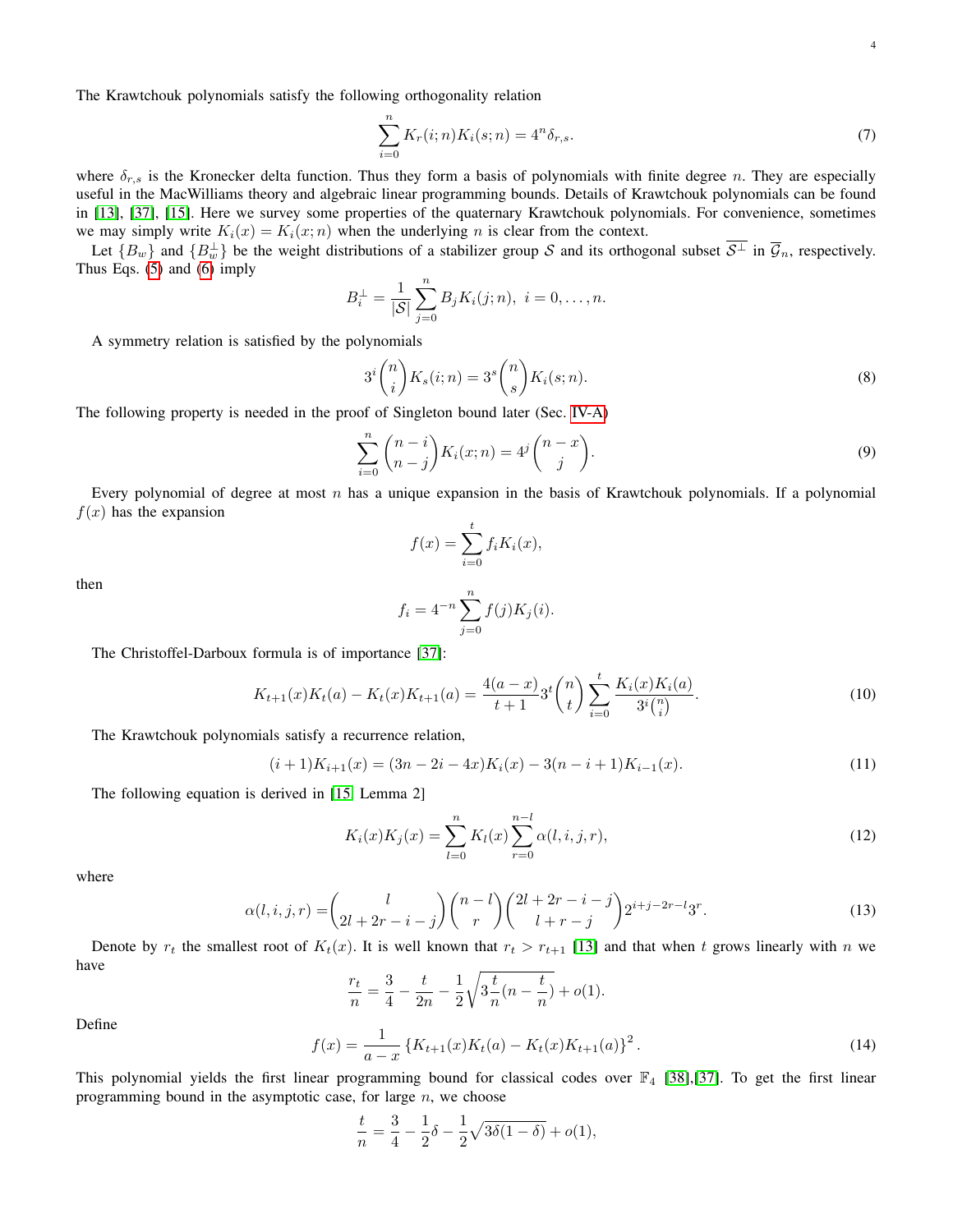The Krawtchouk polynomials satisfy the following orthogonality relation

$$\sum_{i=0}^{n} K_r(i;n)K_i(s;n) = 4^n \delta_{r,s}. \tag{7}$$

where $\delta_{r,s}$ is the Kronecker delta function. Thus they form a basis of polynomials with finite degree $n$. They are especially useful in the MacWilliams theory and algebraic linear programming bounds. Details of Krawtchouk polynomials can be found in [13], [37], [15]. Here we survey some properties of the quaternary Krawtchouk polynomials. For convenience, sometimes we may simply write $K_i(x) = K_i(x;n)$ when the underlying $n$ is clear from the context.

Let $\{B_w\}$ and $\{B_w^\perp\}$ be the weight distributions of a stabilizer group $\mathcal{S}$ and its orthogonal subset $\overline{\mathcal{S}^\perp}$ in $\overline{\mathcal{G}}_n$, respectively. Thus Eqs. (5) and (6) imply

$$B_i^\perp = \frac{1}{|\mathcal{S}|}\sum_{j=0}^{n} B_j K_i(j;n), \ \ i = 0,\ldots,n.$$

A symmetry relation is satisfied by the polynomials

$$3^i\binom{n}{i}K_s(i;n) = 3^s\binom{n}{s}K_i(s;n). \tag{8}$$

The following property is needed in the proof of Singleton bound later (Sec. IV-A)

$$\sum_{i=0}^{n}\binom{n-i}{n-j}K_i(x;n) = 4^j\binom{n-x}{j}. \tag{9}$$

Every polynomial of degree at most $n$ has a unique expansion in the basis of Krawtchouk polynomials. If a polynomial $f(x)$ has the expansion

$$f(x) = \sum_{i=0}^{t} f_i K_i(x),$$

then

$$f_i = 4^{-n}\sum_{j=0}^{n} f(j)K_j(i).$$

The Christoffel-Darboux formula is of importance [37]:

$$K_{t+1}(x)K_t(a) - K_t(x)K_{t+1}(a) = \frac{4(a-x)}{t+1}3^t\binom{n}{t}\sum_{i=0}^{t}\frac{K_i(x)K_i(a)}{3^i\binom{n}{i}}. \tag{10}$$

The Krawtchouk polynomials satisfy a recurrence relation,

$$(i+1)K_{i+1}(x) = (3n-2i-4x)K_i(x) - 3(n-i+1)K_{i-1}(x). \tag{11}$$

The following equation is derived in [15, Lemma 2]

$$K_i(x)K_j(x) = \sum_{l=0}^{n} K_l(x)\sum_{r=0}^{n-l}\alpha(l,i,j,r), \tag{12}$$

where

$$\alpha(l,i,j,r) = \binom{l}{2l+2r-i-j}\binom{n-l}{r}\binom{2l+2r-i-j}{l+r-j}2^{i+j-2r-l}3^r. \tag{13}$$

Denote by $r_t$ the smallest root of $K_t(x)$. It is well known that $r_t > r_{t+1}$ [13] and that when $t$ grows linearly with $n$ we have

$$\frac{r_t}{n} = \frac{3}{4} - \frac{t}{2n} - \frac{1}{2}\sqrt{3\frac{t}{n}(n-\frac{t}{n})} + o(1).$$

Define

$$f(x) = \frac{1}{a-x}\left\{K_{t+1}(x)K_t(a) - K_t(x)K_{t+1}(a)\right\}^2. \tag{14}$$

This polynomial yields the first linear programming bound for classical codes over $\mathbb{F}_4$ [38],[37]. To get the first linear programming bound in the asymptotic case, for large $n$, we choose

$$\frac{t}{n} = \frac{3}{4} - \frac{1}{2}\delta - \frac{1}{2}\sqrt{3\delta(1-\delta)} + o(1),$$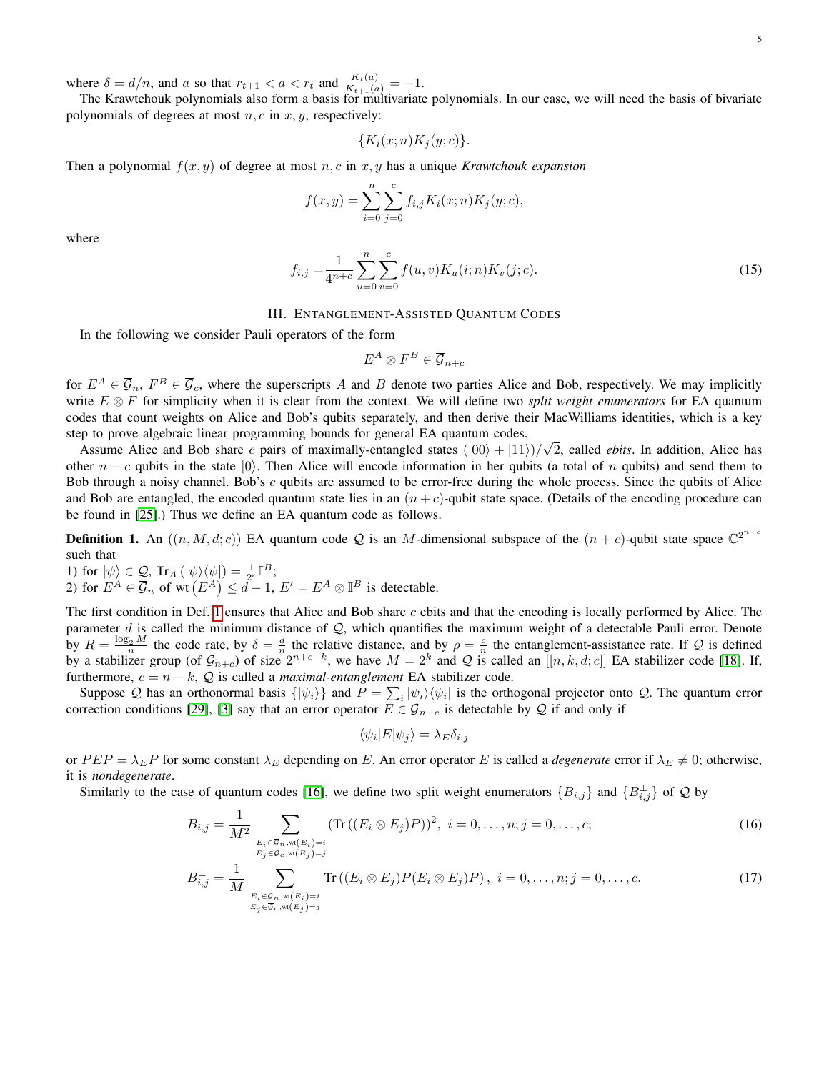where $\delta = d/n$, and $a$ so that $r_{t+1} < a < r_t$ and $\frac{K_t(a)}{K_{t+1}(a)} = -1$.

The Krawtchouk polynomials also form a basis for multivariate polynomials. In our case, we will need the basis of bivariate polynomials of degrees at most $n, c$ in $x, y$, respectively:

$$\{K_i(x;n)K_j(y;c)\}.$$

Then a polynomial $f(x,y)$ of degree at most $n, c$ in $x, y$ has a unique *Krawtchouk expansion*

$$f(x,y) = \sum_{i=0}^{n}\sum_{j=0}^{c} f_{i,j} K_i(x;n)K_j(y;c),$$

where

$$f_{i,j} = \frac{1}{4^{n+c}}\sum_{u=0}^{n}\sum_{v=0}^{c} f(u,v)K_u(i;n)K_v(j;c). \tag{15}$$

## III. Entanglement-Assisted Quantum Codes

In the following we consider Pauli operators of the form

$$E^A \otimes F^B \in \overline{\mathcal{G}}_{n+c}$$

for $E^A \in \overline{\mathcal{G}}_n$, $F^B \in \overline{\mathcal{G}}_c$, where the superscripts $A$ and $B$ denote two parties Alice and Bob, respectively. We may implicitly write $E \otimes F$ for simplicity when it is clear from the context. We will define two *split weight enumerators* for EA quantum codes that count weights on Alice and Bob's qubits separately, and then derive their MacWilliams identities, which is a key step to prove algebraic linear programming bounds for general EA quantum codes.

Assume Alice and Bob share $c$ pairs of maximally-entangled states $(|00\rangle + |11\rangle)/\sqrt{2}$, called *ebits*. In addition, Alice has other $n-c$ qubits in the state $|0\rangle$. Then Alice will encode information in her qubits (a total of $n$ qubits) and send them to Bob through a noisy channel. Bob's $c$ qubits are assumed to be error-free during the whole process. Since the qubits of Alice and Bob are entangled, the encoded quantum state lies in an $(n+c)$-qubit state space. (Details of the encoding procedure can be found in [25].) Thus we define an EA quantum code as follows.

**Definition 1.** An $((n, M, d; c))$ EA quantum code $\mathcal{Q}$ is an $M$-dimensional subspace of the $(n+c)$-qubit state space $\mathbb{C}^{2^{n+c}}$ such that

1) for $|\psi\rangle \in \mathcal{Q}$, $\mathrm{Tr}_A(|\psi\rangle\langle\psi|) = \frac{1}{2^c}\mathbb{I}^B$;
2) for $E^A \in \overline{\mathcal{G}}_n$ of $\mathrm{wt}(E^A) \le d-1$, $E' = E^A \otimes \mathbb{I}^B$ is detectable.

The first condition in Def. 1 ensures that Alice and Bob share $c$ ebits and that the encoding is locally performed by Alice. The parameter $d$ is called the minimum distance of $\mathcal{Q}$, which quantifies the maximum weight of a detectable Pauli error. Denote by $R = \frac{\log_2 M}{n}$ the code rate, by $\delta = \frac{d}{n}$ the relative distance, and by $\rho = \frac{c}{n}$ the entanglement-assistance rate. If $\mathcal{Q}$ is defined by a stabilizer group (of $\mathcal{G}_{n+c}$) of size $2^{n+c-k}$, we have $M = 2^k$ and $\mathcal{Q}$ is called an $[[n, k, d; c]]$ EA stabilizer code [18]. If, furthermore, $c = n-k$, $\mathcal{Q}$ is called a *maximal-entanglement* EA stabilizer code.

Suppose $\mathcal{Q}$ has an orthonormal basis $\{|\psi_i\rangle\}$ and $P = \sum_i |\psi_i\rangle\langle\psi_i|$ is the orthogonal projector onto $\mathcal{Q}$. The quantum error correction conditions [29], [3] say that an error operator $E \in \overline{\mathcal{G}}_{n+c}$ is detectable by $\mathcal{Q}$ if and only if

$$\langle\psi_i|E|\psi_j\rangle = \lambda_E \delta_{i,j}$$

or $PEP = \lambda_E P$ for some constant $\lambda_E$ depending on $E$. An error operator $E$ is called a *degenerate* error if $\lambda_E \neq 0$; otherwise, it is *nondegenerate*.

Similarly to the case of quantum codes [16], we define two split weight enumerators $\{B_{i,j}\}$ and $\{B_{i,j}^{\perp}\}$ of $\mathcal{Q}$ by

$$B_{i,j} = \frac{1}{M^2}\sum_{\substack{E_i \in \overline{\mathcal{G}}_n, \mathrm{wt}(E_i)=i \\ E_j \in \overline{\mathcal{G}}_c, \mathrm{wt}(E_j)=j}} \left(\mathrm{Tr}\left((E_i \otimes E_j)P\right)\right)^2,\ i = 0,\dots,n; j = 0,\dots,c; \tag{16}$$

$$B_{i,j}^{\perp} = \frac{1}{M}\sum_{\substack{E_i \in \overline{\mathcal{G}}_n, \mathrm{wt}(E_i)=i \\ E_j \in \overline{\mathcal{G}}_c, \mathrm{wt}(E_j)=j}} \mathrm{Tr}\left((E_i \otimes E_j)P(E_i \otimes E_j)P\right),\ i = 0,\dots,n; j = 0,\dots,c. \tag{17}$$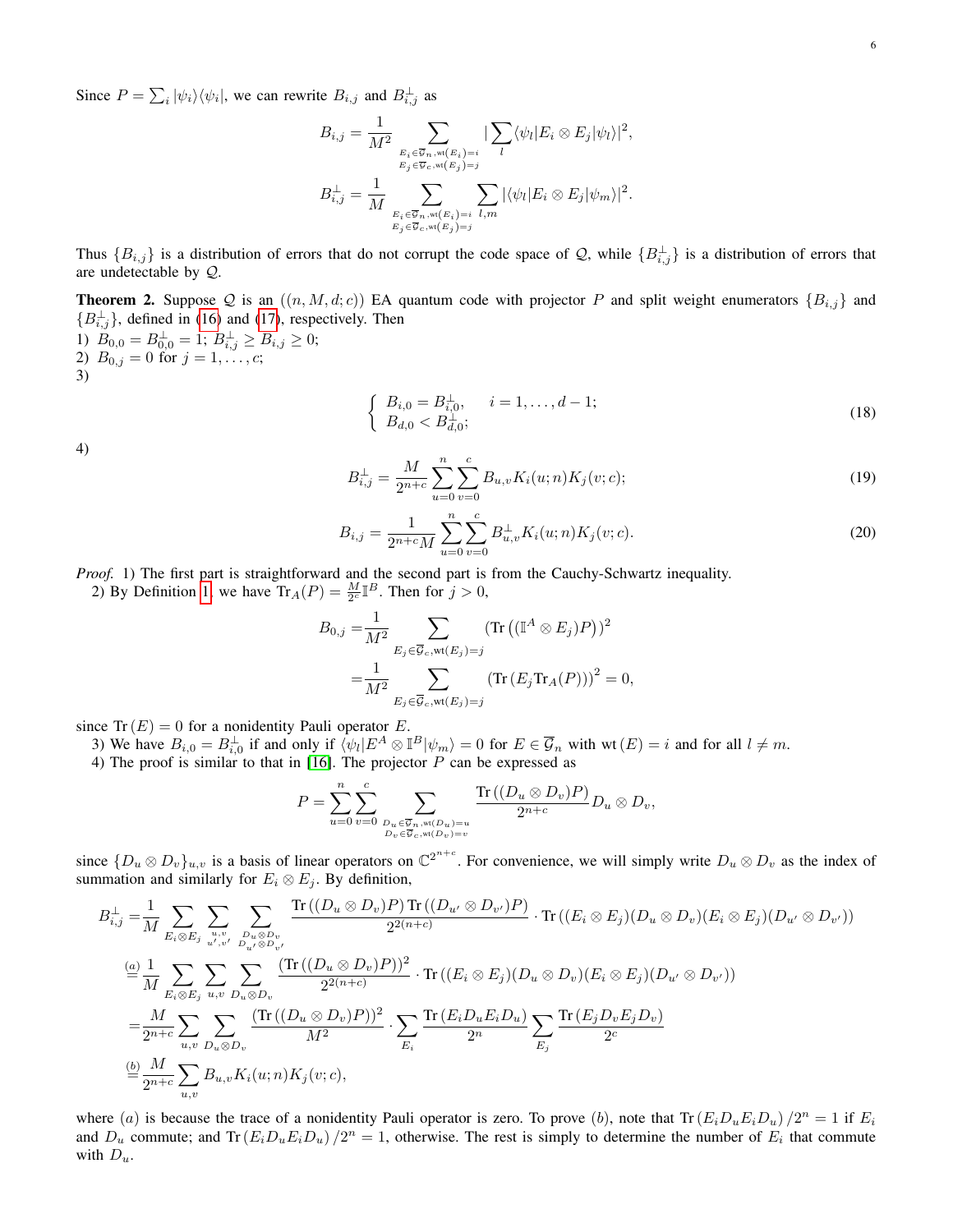Since $P = \sum_i |\psi_i\rangle\langle\psi_i|$, we can rewrite $B_{i,j}$ and $B_{i,j}^{\perp}$ as

$$B_{i,j} = \frac{1}{M^2} \sum_{\substack{E_i \in \overline{\mathcal{G}}_n, \mathrm{wt}(E_i)=i \\ E_j \in \overline{\mathcal{G}}_c, \mathrm{wt}(E_j)=j}} |\sum_l \langle\psi_l|E_i \otimes E_j|\psi_l\rangle|^2,$$

$$B_{i,j}^{\perp} = \frac{1}{M} \sum_{\substack{E_i \in \overline{\mathcal{G}}_n, \mathrm{wt}(E_i)=i \\ E_j \in \overline{\mathcal{G}}_c, \mathrm{wt}(E_j)=j}} \sum_{l,m} |\langle\psi_l|E_i \otimes E_j|\psi_m\rangle|^2.$$

Thus $\{B_{i,j}\}$ is a distribution of errors that do not corrupt the code space of $\mathcal{Q}$, while $\{B_{i,j}^{\perp}\}$ is a distribution of errors that are undetectable by $\mathcal{Q}$.

**Theorem 2.** Suppose $\mathcal{Q}$ is an $((n, M, d; c))$ EA quantum code with projector $P$ and split weight enumerators $\{B_{i,j}\}$ and $\{B_{i,j}^{\perp}\}$, defined in (16) and (17), respectively. Then
1) $B_{0,0} = B_{0,0}^{\perp} = 1$; $B_{i,j}^{\perp} \geq B_{i,j} \geq 0$;
2) $B_{0,j} = 0$ for $j = 1, \ldots, c$;
3)

$$\begin{cases} B_{i,0} = B_{i,0}^{\perp}, & i = 1, \ldots, d-1; \\ B_{d,0} < B_{d,0}^{\perp}; \end{cases} \tag{18}$$

4)

$$B_{i,j}^{\perp} = \frac{M}{2^{n+c}} \sum_{u=0}^{n} \sum_{v=0}^{c} B_{u,v} K_i(u; n) K_j(v; c); \tag{19}$$

$$B_{i,j} = \frac{1}{2^{n+c} M} \sum_{u=0}^{n} \sum_{v=0}^{c} B_{u,v}^{\perp} K_i(u; n) K_j(v; c). \tag{20}$$

*Proof.* 1) The first part is straightforward and the second part is from the Cauchy-Schwartz inequality.

2) By Definition 1, we have $\mathrm{Tr}_A(P) = \frac{M}{2^c}\mathbb{I}^B$. Then for $j > 0$,

$$\begin{aligned} B_{0,j} =& \frac{1}{M^2} \sum_{E_j \in \overline{\mathcal{G}}_c, \mathrm{wt}(E_j)=j} \left(\mathrm{Tr}\left((\mathbb{I}^A \otimes E_j)P\right)\right)^2 \\ =& \frac{1}{M^2} \sum_{E_j \in \overline{\mathcal{G}}_c, \mathrm{wt}(E_j)=j} \left(\mathrm{Tr}\left(E_j \mathrm{Tr}_A(P)\right)\right)^2 = 0, \end{aligned}$$

since $\mathrm{Tr}\,(E) = 0$ for a nonidentity Pauli operator $E$.

3) We have $B_{i,0} = B_{i,0}^{\perp}$ if and only if $\langle\psi_l|E^A \otimes \mathbb{I}^B|\psi_m\rangle = 0$ for $E \in \overline{\mathcal{G}}_n$ with $\mathrm{wt}\,(E) = i$ and for all $l \neq m$.

4) The proof is similar to that in [16]. The projector $P$ can be expressed as

$$P = \sum_{u=0}^{n} \sum_{v=0}^{c} \sum_{\substack{D_u \in \overline{\mathcal{G}}_n, \mathrm{wt}(D_u)=u \\ D_v \in \overline{\mathcal{G}}_c, \mathrm{wt}(D_v)=v}} \frac{\mathrm{Tr}\left((D_u \otimes D_v)P\right)}{2^{n+c}} D_u \otimes D_v,$$

since $\{D_u \otimes D_v\}_{u,v}$ is a basis of linear operators on $\mathbb{C}^{2^{n+c}}$. For convenience, we will simply write $D_u \otimes D_v$ as the index of summation and similarly for $E_i \otimes E_j$. By definition,

$$\begin{aligned} B_{i,j}^{\perp} =& \frac{1}{M} \sum_{E_i \otimes E_j} \sum_{\substack{u,v \\ u',v'}} \sum_{\substack{D_u \otimes D_v \\ D_{u'} \otimes D_{v'}}} \frac{\mathrm{Tr}\left((D_u \otimes D_v)P\right) \mathrm{Tr}\left((D_{u'} \otimes D_{v'})P\right)}{2^{2(n+c)}} \cdot \mathrm{Tr}\left((E_i \otimes E_j)(D_u \otimes D_v)(E_i \otimes E_j)(D_{u'} \otimes D_{v'})\right) \\ \overset{(a)}{=}& \frac{1}{M} \sum_{E_i \otimes E_j} \sum_{u,v} \sum_{D_u \otimes D_v} \frac{\left(\mathrm{Tr}\left((D_u \otimes D_v)P\right)\right)^2}{2^{2(n+c)}} \cdot \mathrm{Tr}\left((E_i \otimes E_j)(D_u \otimes D_v)(E_i \otimes E_j)(D_{u'} \otimes D_{v'})\right) \\ =& \frac{M}{2^{n+c}} \sum_{u,v} \sum_{D_u \otimes D_v} \frac{\left(\mathrm{Tr}\left((D_u \otimes D_v)P\right)\right)^2}{M^2} \cdot \sum_{E_i} \frac{\mathrm{Tr}\left(E_i D_u E_i D_u\right)}{2^n} \sum_{E_j} \frac{\mathrm{Tr}\left(E_j D_v E_j D_v\right)}{2^c} \\ \overset{(b)}{=}& \frac{M}{2^{n+c}} \sum_{u,v} B_{u,v} K_i(u; n) K_j(v; c), \end{aligned}$$

where $(a)$ is because the trace of a nonidentity Pauli operator is zero. To prove $(b)$, note that $\mathrm{Tr}\left(E_i D_u E_i D_u\right)/2^n = 1$ if $E_i$ and $D_u$ commute; and $\mathrm{Tr}\left(E_i D_u E_i D_u\right)/2^n = 1$, otherwise. The rest is simply to determine the number of $E_i$ that commute with $D_u$.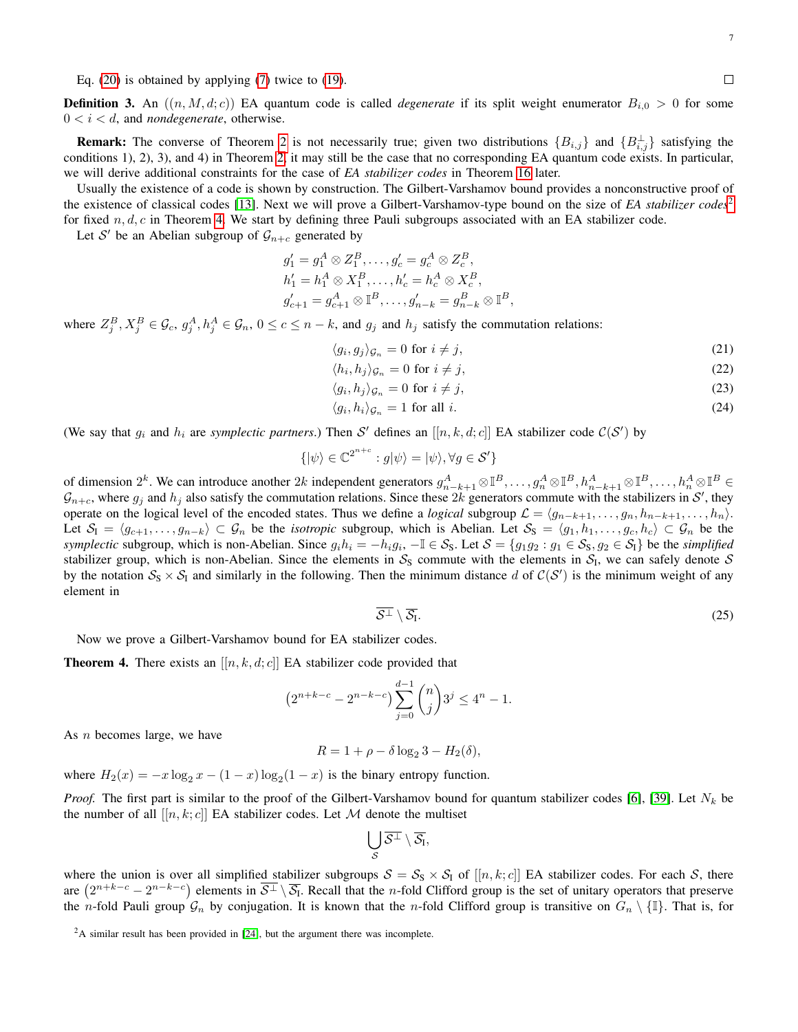Eq. (20) is obtained by applying (7) twice to (19). □

**Definition 3.** An $((n, M, d; c))$ EA quantum code is called *degenerate* if its split weight enumerator $B_{i,0} > 0$ for some $0 < i < d$, and *nondegenerate*, otherwise.

**Remark:** The converse of Theorem 2 is not necessarily true; given two distributions $\{B_{i,j}\}$ and $\{B^{\perp}_{i,j}\}$ satisfying the conditions 1), 2), 3), and 4) in Theorem 2, it may still be the case that no corresponding EA quantum code exists. In particular, we will derive additional constraints for the case of *EA stabilizer codes* in Theorem 16 later.

Usually the existence of a code is shown by construction. The Gilbert-Varshamov bound provides a nonconstructive proof of the existence of classical codes [13]. Next we will prove a Gilbert-Varshamov-type bound on the size of *EA stabilizer codes*[2] for fixed $n, d, c$ in Theorem 4. We start by defining three Pauli subgroups associated with an EA stabilizer code.

Let $\mathcal{S}'$ be an Abelian subgroup of $\mathcal{G}_{n+c}$ generated by

$$
\begin{aligned}
g_1' &= g_1^A \otimes Z_1^B, \ldots, g_c' = g_c^A \otimes Z_c^B,\\
h_1' &= h_1^A \otimes X_1^B, \ldots, h_c' = h_c^A \otimes X_c^B,\\
g_{c+1}' &= g_{c+1}^A \otimes \mathbb{I}^B, \ldots, g_{n-k}' = g_{n-k}^B \otimes \mathbb{I}^B,
\end{aligned}
$$

where $Z_j^B, X_j^B \in \mathcal{G}_c$, $g_j^A, h_j^A \in \mathcal{G}_n$, $0 \le c \le n-k$, and $g_j$ and $h_j$ satisfy the commutation relations:

$$\langle g_i, g_j \rangle_{\mathcal{G}_n} = 0 \text{ for } i \neq j, \tag{21}$$

$$\langle h_i, h_j \rangle_{\mathcal{G}_n} = 0 \text{ for } i \neq j, \tag{22}$$

$$\langle g_i, h_j \rangle_{\mathcal{G}_n} = 0 \text{ for } i \neq j, \tag{23}$$

$$\langle g_i, h_i \rangle_{\mathcal{G}_n} = 1 \text{ for all } i. \tag{24}$$

(We say that $g_i$ and $h_i$ are *symplectic partners*.) Then $\mathcal{S}'$ defines an $[[n, k, d; c]]$ EA stabilizer code $\mathcal{C}(\mathcal{S}')$ by

$$\{|\psi\rangle \in \mathbb{C}^{2^{n+c}} : g|\psi\rangle = |\psi\rangle, \forall g \in \mathcal{S}'\}$$

of dimension $2^k$. We can introduce another $2k$ independent generators $g_{n-k+1}^A \otimes \mathbb{I}^B, \ldots, g_n^A \otimes \mathbb{I}^B, h_{n-k+1}^A \otimes \mathbb{I}^B, \ldots, h_n^A \otimes \mathbb{I}^B \in \mathcal{G}_{n+c}$, where $g_j$ and $h_j$ also satisfy the commutation relations. Since these $2k$ generators commute with the stabilizers in $\mathcal{S}'$, they operate on the logical level of the encoded states. Thus we define a *logical* subgroup $\mathcal{L} = \langle g_{n-k+1}, \ldots, g_n, h_{n-k+1}, \ldots, h_n \rangle$. Let $\mathcal{S}_{\mathrm{I}} = \langle g_{c+1}, \ldots, g_{n-k} \rangle \subset \mathcal{G}_n$ be the *isotropic* subgroup, which is Abelian. Let $\mathcal{S}_{\mathrm{S}} = \langle g_1, h_1, \ldots, g_c, h_c \rangle \subset \mathcal{G}_n$ be the *symplectic* subgroup, which is non-Abelian. Since $g_i h_i = -h_i g_i$, $-\mathbb{I} \in \mathcal{S}_{\mathrm{S}}$. Let $\mathcal{S} = \{g_1 g_2 : g_1 \in \mathcal{S}_{\mathrm{S}}, g_2 \in \mathcal{S}_{\mathrm{I}}\}$ be the *simplified* stabilizer group, which is non-Abelian. Since the elements in $\mathcal{S}_{\mathrm{S}}$ commute with the elements in $\mathcal{S}_{\mathrm{I}}$, we can safely denote $\mathcal{S}$ by the notation $\mathcal{S}_{\mathrm{S}} \times \mathcal{S}_{\mathrm{I}}$ and similarly in the following. Then the minimum distance $d$ of $\mathcal{C}(\mathcal{S}')$ is the minimum weight of any element in

$$\overline{\mathcal{S}^{\perp}} \setminus \overline{\mathcal{S}_{\mathrm{I}}}. \tag{25}$$

Now we prove a Gilbert-Varshamov bound for EA stabilizer codes.

**Theorem 4.** There exists an $[[n, k, d; c]]$ EA stabilizer code provided that

$$\left(2^{n+k-c} - 2^{n-k-c}\right) \sum_{j=0}^{d-1} \binom{n}{j} 3^j \le 4^n - 1.$$

As $n$ becomes large, we have

$$R = 1 + \rho - \delta \log_2 3 - H_2(\delta),$$

where $H_2(x) = -x \log_2 x - (1-x)\log_2(1-x)$ is the binary entropy function.

*Proof.* The first part is similar to the proof of the Gilbert-Varshamov bound for quantum stabilizer codes [6], [39]. Let $N_k$ be the number of all $[[n, k; c]]$ EA stabilizer codes. Let $\mathcal{M}$ denote the multiset

$$\bigcup_{\mathcal{S}} \overline{\mathcal{S}^{\perp}} \setminus \overline{\mathcal{S}_{\mathrm{I}}},$$

where the union is over all simplified stabilizer subgroups $\mathcal{S} = \mathcal{S}_{\mathrm{S}} \times \mathcal{S}_{\mathrm{I}}$ of $[[n, k; c]]$ EA stabilizer codes. For each $\mathcal{S}$, there are $\left(2^{n+k-c} - 2^{n-k-c}\right)$ elements in $\overline{\mathcal{S}^{\perp}} \setminus \overline{\mathcal{S}_{\mathrm{I}}}$. Recall that the $n$-fold Clifford group is the set of unitary operators that preserve the $n$-fold Pauli group $\mathcal{G}_n$ by conjugation. It is known that the $n$-fold Clifford group is transitive on $G_n \setminus \{\mathbb{I}\}$. That is, for

[2] A similar result has been provided in [24], but the argument there was incomplete.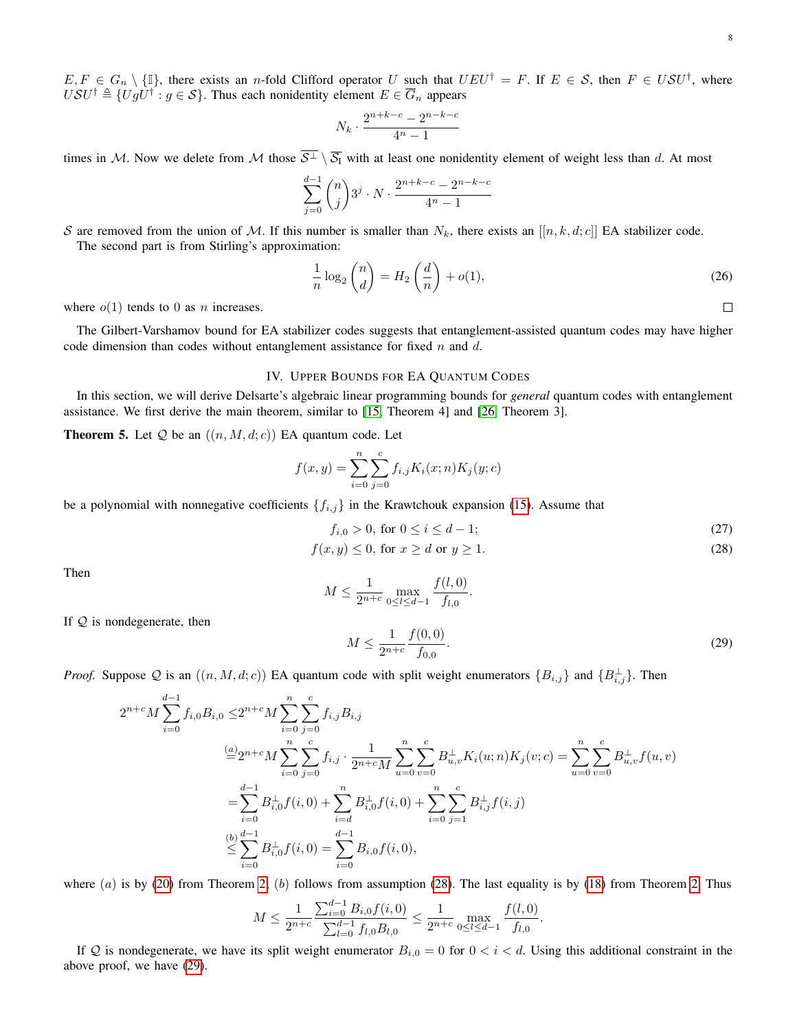$E, F \in G_n \setminus \{\mathbb{I}\}$, there exists an $n$-fold Clifford operator $U$ such that $UEU^\dagger = F$. If $E \in \mathcal{S}$, then $F \in U\mathcal{S}U^\dagger$, where $U\mathcal{S}U^\dagger \triangleq \{UgU^\dagger : g \in \mathcal{S}\}$. Thus each nonidentity element $E \in \overline{G}_n$ appears

$$N_k \cdot \frac{2^{n+k-c} - 2^{n-k-c}}{4^n - 1}$$

times in $\mathcal{M}$. Now we delete from $\mathcal{M}$ those $\overline{\mathcal{S}^\perp} \setminus \overline{\mathcal{S}_{\rm I}}$ with at least one nonidentity element of weight less than $d$. At most

$$\sum_{j=0}^{d-1} \binom{n}{j} 3^j \cdot N \cdot \frac{2^{n+k-c} - 2^{n-k-c}}{4^n - 1}$$

$\mathcal{S}$ are removed from the union of $\mathcal{M}$. If this number is smaller than $N_k$, there exists an $[[n, k, d; c]]$ EA stabilizer code.

The second part is from Stirling's approximation:

$$\frac{1}{n} \log_2 \binom{n}{d} = H_2\left(\frac{d}{n}\right) + o(1), \tag{26}$$

where $o(1)$ tends to 0 as $n$ increases. □

The Gilbert-Varshamov bound for EA stabilizer codes suggests that entanglement-assisted quantum codes may have higher code dimension than codes without entanglement assistance for fixed $n$ and $d$.

## IV. Upper Bounds for EA Quantum Codes

In this section, we will derive Delsarte's algebraic linear programming bounds for *general* quantum codes with entanglement assistance. We first derive the main theorem, similar to [15, Theorem 4] and [26, Theorem 3].

**Theorem 5.** Let $\mathcal{Q}$ be an $((n, M, d; c))$ EA quantum code. Let

$$f(x, y) = \sum_{i=0}^{n} \sum_{j=0}^{c} f_{i,j} K_i(x; n) K_j(y; c)$$

be a polynomial with nonnegative coefficients $\{f_{i,j}\}$ in the Krawtchouk expansion (15). Assume that

$$f_{i,0} > 0, \text{ for } 0 \le i \le d-1; \tag{27}$$

$$f(x, y) \le 0, \text{ for } x \ge d \text{ or } y \ge 1. \tag{28}$$

Then

$$M \le \frac{1}{2^{n+c}} \max_{0 \le l \le d-1} \frac{f(l, 0)}{f_{l,0}}.$$

If $\mathcal{Q}$ is nondegenerate, then

$$M \le \frac{1}{2^{n+c}} \frac{f(0, 0)}{f_{0,0}}. \tag{29}$$

*Proof.* Suppose $\mathcal{Q}$ is an $((n, M, d; c))$ EA quantum code with split weight enumerators $\{B_{i,j}\}$ and $\{B^\perp_{i,j}\}$. Then

$$\begin{aligned}
2^{n+c} M \sum_{i=0}^{d-1} f_{i,0} B_{i,0} \le & 2^{n+c} M \sum_{i=0}^{n} \sum_{j=0}^{c} f_{i,j} B_{i,j} \\
\overset{(a)}{=} & 2^{n+c} M \sum_{i=0}^{n} \sum_{j=0}^{c} f_{i,j} \cdot \frac{1}{2^{n+c} M} \sum_{u=0}^{n} \sum_{v=0}^{c} B^\perp_{u,v} K_i(u; n) K_j(v; c) = \sum_{u=0}^{n} \sum_{v=0}^{c} B^\perp_{u,v} f(u, v) \\
= & \sum_{i=0}^{d-1} B^\perp_{i,0} f(i, 0) + \sum_{i=d}^{n} B^\perp_{i,0} f(i, 0) + \sum_{i=0}^{n} \sum_{j=1}^{c} B^\perp_{i,j} f(i, j) \\
\overset{(b)}{\le} & \sum_{i=0}^{d-1} B^\perp_{i,0} f(i, 0) = \sum_{i=0}^{d-1} B_{i,0} f(i, 0),
\end{aligned}$$

where $(a)$ is by (20) from Theorem 2, $(b)$ follows from assumption (28). The last equality is by (18) from Theorem 2. Thus

$$M \le \frac{1}{2^{n+c}} \frac{\sum_{i=0}^{d-1} B_{i,0} f(i, 0)}{\sum_{l=0}^{d-1} f_{l,0} B_{l,0}} \le \frac{1}{2^{n+c}} \max_{0 \le l \le d-1} \frac{f(l, 0)}{f_{l,0}}.$$

If $\mathcal{Q}$ is nondegenerate, we have its split weight enumerator $B_{i,0} = 0$ for $0 < i < d$. Using this additional constraint in the above proof, we have (29).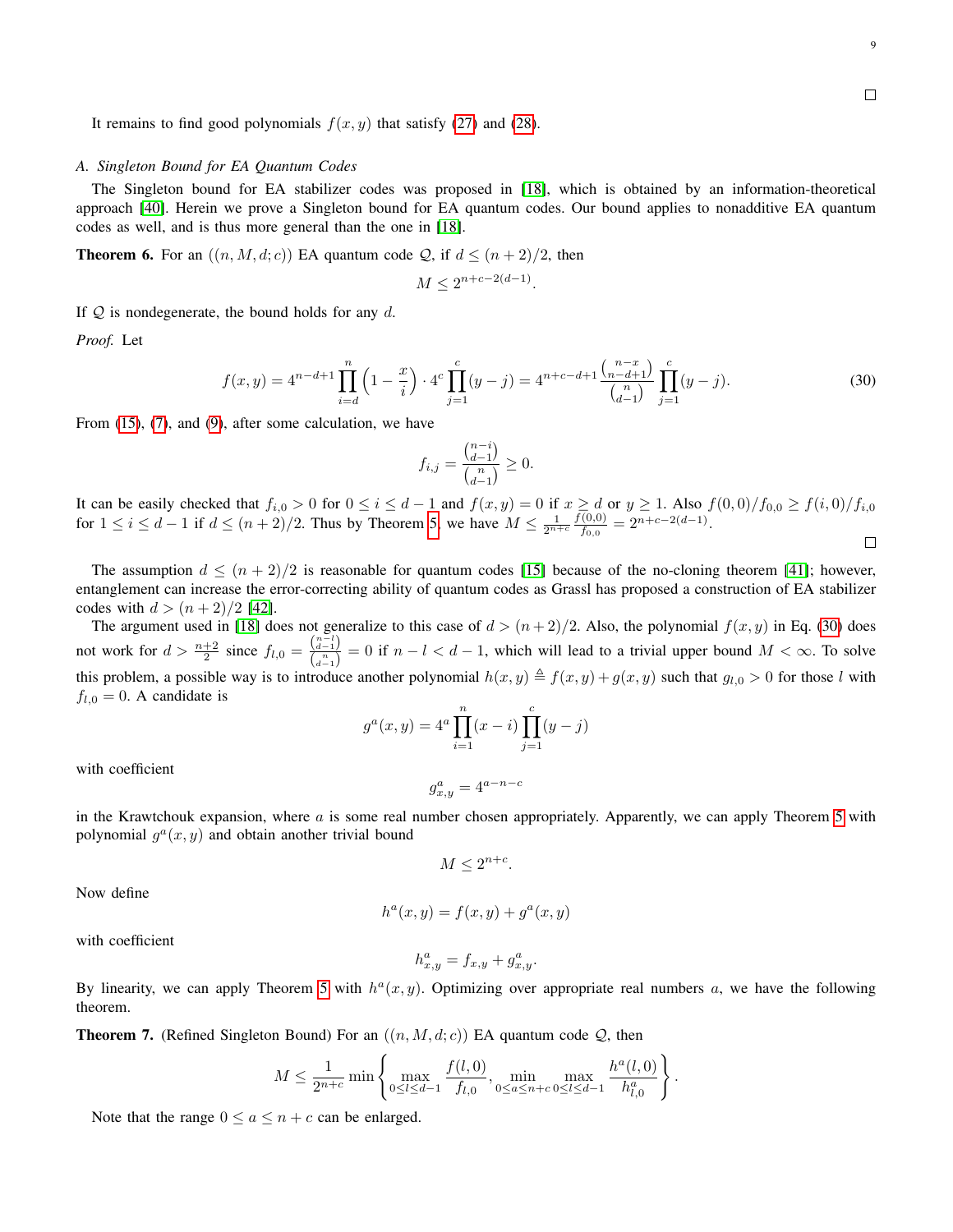□

It remains to find good polynomials $f(x,y)$ that satisfy (27) and (28).

### A. Singleton Bound for EA Quantum Codes

The Singleton bound for EA stabilizer codes was proposed in [18], which is obtained by an information-theoretical approach [40]. Herein we prove a Singleton bound for EA quantum codes. Our bound applies to nonadditive EA quantum codes as well, and is thus more general than the one in [18].

**Theorem 6.** For an $((n,M,d;c))$ EA quantum code $\mathcal{Q}$, if $d \leq (n+2)/2$, then

$$M \leq 2^{n+c-2(d-1)}.$$

If $\mathcal{Q}$ is nondegenerate, the bound holds for any $d$.

*Proof.* Let

$$f(x,y) = 4^{n-d+1}\prod_{i=d}^{n}\left(1-\frac{x}{i}\right)\cdot 4^c\prod_{j=1}^{c}(y-j) = 4^{n+c-d+1}\frac{\binom{n-x}{n-d+1}}{\binom{n}{d-1}}\prod_{j=1}^{c}(y-j). \tag{30}$$

From (15), (7), and (9), after some calculation, we have

$$f_{i,j} = \frac{\binom{n-i}{d-1}}{\binom{n}{d-1}} \geq 0.$$

It can be easily checked that $f_{i,0} > 0$ for $0 \leq i \leq d-1$ and $f(x,y) = 0$ if $x \geq d$ or $y \geq 1$. Also $f(0,0)/f_{0,0} \geq f(i,0)/f_{i,0}$ for $1 \leq i \leq d-1$ if $d \leq (n+2)/2$. Thus by Theorem 5, we have $M \leq \frac{1}{2^{n+c}}\frac{f(0,0)}{f_{0,0}} = 2^{n+c-2(d-1)}$. □

The assumption $d \leq (n+2)/2$ is reasonable for quantum codes [15] because of the no-cloning theorem [41]; however, entanglement can increase the error-correcting ability of quantum codes as Grassl has proposed a construction of EA stabilizer codes with $d > (n+2)/2$ [42].

The argument used in [18] does not generalize to this case of $d > (n+2)/2$. Also, the polynomial $f(x,y)$ in Eq. (30) does not work for $d > \frac{n+2}{2}$ since $f_{l,0} = \frac{\binom{n-l}{d-1}}{\binom{n}{d-1}} = 0$ if $n-l < d-1$, which will lead to a trivial upper bound $M < \infty$. To solve this problem, a possible way is to introduce another polynomial $h(x,y) \triangleq f(x,y) + g(x,y)$ such that $g_{l,0} > 0$ for those $l$ with $f_{l,0} = 0$. A candidate is

$$g^a(x,y) = 4^a\prod_{i=1}^{n}(x-i)\prod_{j=1}^{c}(y-j)$$

with coefficient

$$g^a_{x,y} = 4^{a-n-c}$$

in the Krawtchouk expansion, where $a$ is some real number chosen appropriately. Apparently, we can apply Theorem 5 with polynomial $g^a(x,y)$ and obtain another trivial bound

$$M \leq 2^{n+c}.$$

Now define

$$h^a(x,y) = f(x,y) + g^a(x,y)$$

with coefficient

$$h^a_{x,y} = f_{x,y} + g^a_{x,y}.$$

By linearity, we can apply Theorem 5 with $h^a(x,y)$. Optimizing over appropriate real numbers $a$, we have the following theorem.

**Theorem 7.** (Refined Singleton Bound) For an $((n,M,d;c))$ EA quantum code $\mathcal{Q}$, then

$$M \leq \frac{1}{2^{n+c}}\min\left\{\max_{0\leq l\leq d-1}\frac{f(l,0)}{f_{l,0}},\ \min_{0\leq a\leq n+c}\max_{0\leq l\leq d-1}\frac{h^a(l,0)}{h^a_{l,0}}\right\}.$$

Note that the range $0 \leq a \leq n+c$ can be enlarged.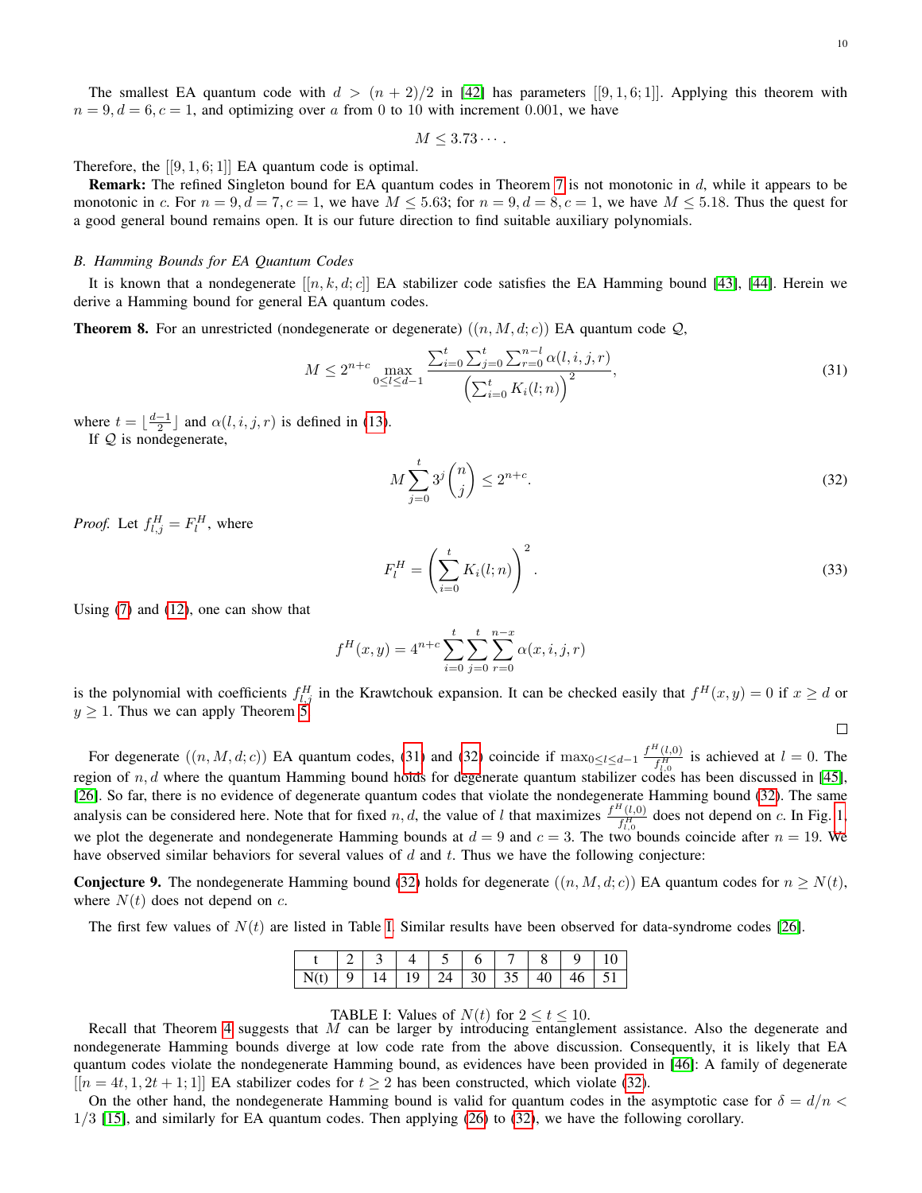The smallest EA quantum code with $d > (n+2)/2$ in [42] has parameters $[[9,1,6;1]]$. Applying this theorem with $n=9, d=6, c=1$, and optimizing over $a$ from 0 to 10 with increment 0.001, we have

$$M \leq 3.73\cdots.$$

Therefore, the $[[9,1,6;1]]$ EA quantum code is optimal.

**Remark:** The refined Singleton bound for EA quantum codes in Theorem 7 is not monotonic in $d$, while it appears to be monotonic in $c$. For $n=9, d=7, c=1$, we have $M \leq 5.63$; for $n=9, d=8, c=1$, we have $M \leq 5.18$. Thus the quest for a good general bound remains open. It is our future direction to find suitable auxiliary polynomials.

### *B. Hamming Bounds for EA Quantum Codes*

It is known that a nondegenerate $[[n,k,d;c]]$ EA stabilizer code satisfies the EA Hamming bound [43], [44]. Herein we derive a Hamming bound for general EA quantum codes.

**Theorem 8.** For an unrestricted (nondegenerate or degenerate) $((n,M,d;c))$ EA quantum code $\mathcal{Q}$,

$$M \leq 2^{n+c} \max_{0\leq l\leq d-1} \frac{\sum_{i=0}^{t}\sum_{j=0}^{t}\sum_{r=0}^{n-l}\alpha(l,i,j,r)}{\left(\sum_{i=0}^{t}K_i(l;n)\right)^2}, \tag{31}$$

where $t = \lfloor \frac{d-1}{2} \rfloor$ and $\alpha(l,i,j,r)$ is defined in (13).

If $\mathcal{Q}$ is nondegenerate,

$$M\sum_{j=0}^{t}3^j\binom{n}{j} \leq 2^{n+c}. \tag{32}$$

*Proof.* Let $f^H_{l,j} = F^H_l$, where

$$F^H_l = \left(\sum_{i=0}^{t}K_i(l;n)\right)^2. \tag{33}$$

Using (7) and (12), one can show that

$$f^H(x,y) = 4^{n+c}\sum_{i=0}^{t}\sum_{j=0}^{t}\sum_{r=0}^{n-x}\alpha(x,i,j,r)$$

is the polynomial with coefficients $f^H_{l,j}$ in the Krawtchouk expansion. It can be checked easily that $f^H(x,y)=0$ if $x \geq d$ or $y \geq 1$. Thus we can apply Theorem 5. ∎

For degenerate $((n,M,d;c))$ EA quantum codes, (31) and (32) coincide if $\max_{0\leq l\leq d-1}\frac{f^H(l,0)}{f^H_{l,0}}$ is achieved at $l=0$. The region of $n,d$ where the quantum Hamming bound holds for degenerate quantum stabilizer codes has been discussed in [45], [26]. So far, there is no evidence of degenerate quantum codes that violate the nondegenerate Hamming bound (32). The same analysis can be considered here. Note that for fixed $n,d$, the value of $l$ that maximizes $\frac{f^H(l,0)}{f^H_{l,0}}$ does not depend on $c$. In Fig. 1, we plot the degenerate and nondegenerate Hamming bounds at $d=9$ and $c=3$. The two bounds coincide after $n=19$. We have observed similar behaviors for several values of $d$ and $t$. Thus we have the following conjecture:

**Conjecture 9.** The nondegenerate Hamming bound (32) holds for degenerate $((n,M,d;c))$ EA quantum codes for $n \geq N(t)$, where $N(t)$ does not depend on $c$.

The first few values of $N(t)$ are listed in Table I. Similar results have been observed for data-syndrome codes [26].

| t | 2 | 3 | 4 | 5 | 6 | 7 | 8 | 9 | 10 |
|---|---|---|---|---|---|---|---|---|---|
| N(t) | 9 | 14 | 19 | 24 | 30 | 35 | 40 | 46 | 51 |

TABLE I: Values of $N(t)$ for $2 \leq t \leq 10$.

Recall that Theorem 4 suggests that $M$ can be larger by introducing entanglement assistance. Also the degenerate and nondegenerate Hamming bounds diverge at low code rate from the above discussion. Consequently, it is likely that EA quantum codes violate the nondegenerate Hamming bound, as evidences have been provided in [46]: A family of degenerate $[[n=4t,1,2t+1;1]]$ EA stabilizer codes for $t \geq 2$ has been constructed, which violate (32).

On the other hand, the nondegenerate Hamming bound is valid for quantum codes in the asymptotic case for $\delta = d/n < 1/3$ [15], and similarly for EA quantum codes. Then applying (26) to (32), we have the following corollary.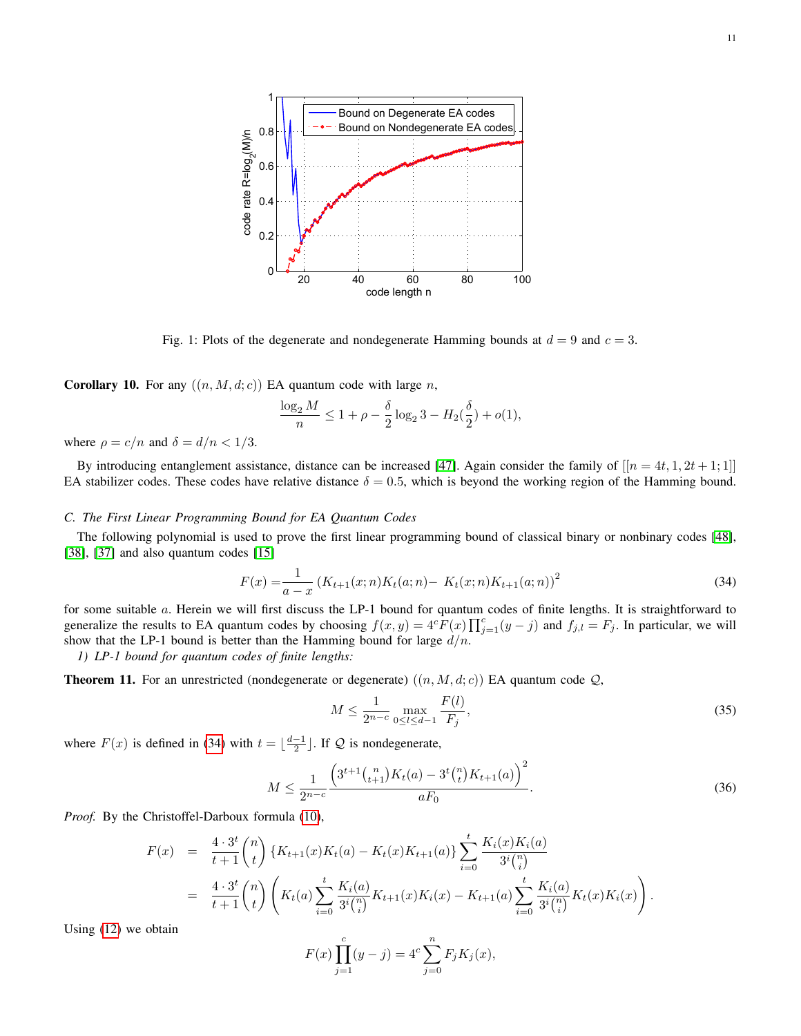Fig. 1: Plots of the degenerate and nondegenerate Hamming bounds at $d = 9$ and $c = 3$.

**Corollary 10.** For any $((n, M, d; c))$ EA quantum code with large $n$,

$$\frac{\log_2 M}{n} \leq 1 + \rho - \frac{\delta}{2}\log_2 3 - H_2(\frac{\delta}{2}) + o(1),$$

where $\rho = c/n$ and $\delta = d/n < 1/3$.

By introducing entanglement assistance, distance can be increased [47]. Again consider the family of $[[n = 4t, 1, 2t + 1; 1]]$ EA stabilizer codes. These codes have relative distance $\delta = 0.5$, which is beyond the working region of the Hamming bound.

### *C. The First Linear Programming Bound for EA Quantum Codes*

The following polynomial is used to prove the first linear programming bound of classical binary or nonbinary codes [48], [38], [37] and also quantum codes [15]

$$F(x) = \frac{1}{a-x}\left(K_{t+1}(x;n)K_t(a;n) - K_t(x;n)K_{t+1}(a;n)\right)^2 \tag{34}$$

for some suitable $a$. Herein we will first discuss the LP-1 bound for quantum codes of finite lengths. It is straightforward to generalize the results to EA quantum codes by choosing $f(x, y) = 4^c F(x)\prod_{j=1}^{c}(y - j)$ and $f_{j,l} = F_j$. In particular, we will show that the LP-1 bound is better than the Hamming bound for large $d/n$.

*1) LP-1 bound for quantum codes of finite lengths:*

**Theorem 11.** For an unrestricted (nondegenerate or degenerate) $((n, M, d; c))$ EA quantum code $\mathcal{Q}$,

$$M \leq \frac{1}{2^{n-c}} \max_{0\leq l\leq d-1} \frac{F(l)}{F_j}, \tag{35}$$

where $F(x)$ is defined in (34) with $t = \lfloor \frac{d-1}{2} \rfloor$. If $\mathcal{Q}$ is nondegenerate,

$$M \leq \frac{1}{2^{n-c}} \frac{\left(3^{t+1}\binom{n}{t+1}K_t(a) - 3^t\binom{n}{t}K_{t+1}(a)\right)^2}{aF_0}. \tag{36}$$

*Proof.* By the Christoffel-Darboux formula (10),

$$\begin{aligned}
F(x) &= \frac{4\cdot 3^t}{t+1}\binom{n}{t}\left\{K_{t+1}(x)K_t(a) - K_t(x)K_{t+1}(a)\right\}\sum_{i=0}^{t}\frac{K_i(x)K_i(a)}{3^i\binom{n}{i}} \\
&= \frac{4\cdot 3^t}{t+1}\binom{n}{t}\left(K_t(a)\sum_{i=0}^{t}\frac{K_i(a)}{3^i\binom{n}{i}}K_{t+1}(x)K_i(x) - K_{t+1}(a)\sum_{i=0}^{t}\frac{K_i(a)}{3^i\binom{n}{i}}K_t(x)K_i(x)\right).
\end{aligned}$$

Using (12) we obtain

$$F(x)\prod_{j=1}^{c}(y-j) = 4^c\sum_{j=0}^{n}F_jK_j(x),$$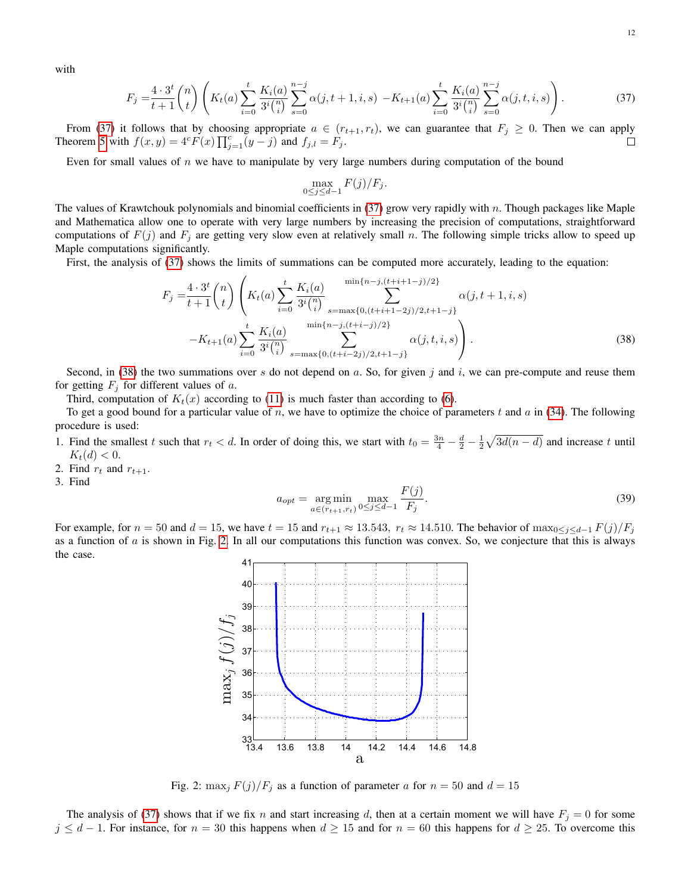with

$$F_j = \frac{4\cdot 3^t}{t+1}\binom{n}{t}\left(K_t(a)\sum_{i=0}^{t}\frac{K_i(a)}{3^i\binom{n}{i}}\sum_{s=0}^{n-j}\alpha(j,t+1,i,s) - K_{t+1}(a)\sum_{i=0}^{t}\frac{K_i(a)}{3^i\binom{n}{i}}\sum_{s=0}^{n-j}\alpha(j,t,i,s)\right). \tag{37}$$

From (37) it follows that by choosing appropriate $a \in (r_{t+1}, r_t)$, we can guarantee that $F_j \geq 0$. Then we can apply Theorem 5 with $f(x,y) = 4^c F(x)\prod_{j=1}^{c}(y-j)$ and $f_{j,l} = F_j$. □

Even for small values of $n$ we have to manipulate by very large numbers during computation of the bound

$$\max_{0\leq j\leq d-1} F(j)/F_j.$$

The values of Krawtchouk polynomials and binomial coefficients in (37) grow very rapidly with $n$. Though packages like Maple and Mathematica allow one to operate with very large numbers by increasing the precision of computations, straightforward computations of $F(j)$ and $F_j$ are getting very slow even at relatively small $n$. The following simple tricks allow to speed up Maple computations significantly.

First, the analysis of (37) shows the limits of summations can be computed more accurately, leading to the equation:

$$F_j = \frac{4\cdot 3^t}{t+1}\binom{n}{t}\left(K_t(a)\sum_{i=0}^{t}\frac{K_i(a)}{3^i\binom{n}{i}}\sum_{s=\max\{0,(t+i+1-2j)/2,t+1-j\}}^{\min\{n-j,(t+i+1-j)/2\}}\alpha(j,t+1,i,s)\right.$$
$$\left. - K_{t+1}(a)\sum_{i=0}^{t}\frac{K_i(a)}{3^i\binom{n}{i}}\sum_{s=\max\{0,(t+i-2j)/2,t+1-j\}}^{\min\{n-j,(t+i-j)/2\}}\alpha(j,t,i,s)\right). \tag{38}$$

Second, in (38) the two summations over $s$ do not depend on $a$. So, for given $j$ and $i$, we can pre-compute and reuse them for getting $F_j$ for different values of $a$.

Third, computation of $K_t(x)$ according to (11) is much faster than according to (6).

To get a good bound for a particular value of $n$, we have to optimize the choice of parameters $t$ and $a$ in (34). The following procedure is used:

1. Find the smallest $t$ such that $r_t < d$. In order of doing this, we start with $t_0 = \frac{3n}{4} - \frac{d}{2} - \frac{1}{2}\sqrt{3d(n-d)}$ and increase $t$ until $K_t(d) < 0$.
2. Find $r_t$ and $r_{t+1}$.
3. Find

$$a_{opt} = \arg\min_{a\in(r_{t+1},r_t)}\max_{0\leq j\leq d-1}\frac{F(j)}{F_j}. \tag{39}$$

For example, for $n = 50$ and $d = 15$, we have $t = 15$ and $r_{t+1} \approx 13.543$, $r_t \approx 14.510$. The behavior of $\max_{0\leq j\leq d-1} F(j)/F_j$ as a function of $a$ is shown in Fig. 2. In all our computations this function was convex. So, we conjecture that this is always the case.

Fig. 2: $\max_j F(j)/F_j$ as a function of parameter $a$ for $n = 50$ and $d = 15$

The analysis of (37) shows that if we fix $n$ and start increasing $d$, then at a certain moment we will have $F_j = 0$ for some $j \leq d-1$. For instance, for $n = 30$ this happens when $d \geq 15$ and for $n = 60$ this happens for $d \geq 25$. To overcome this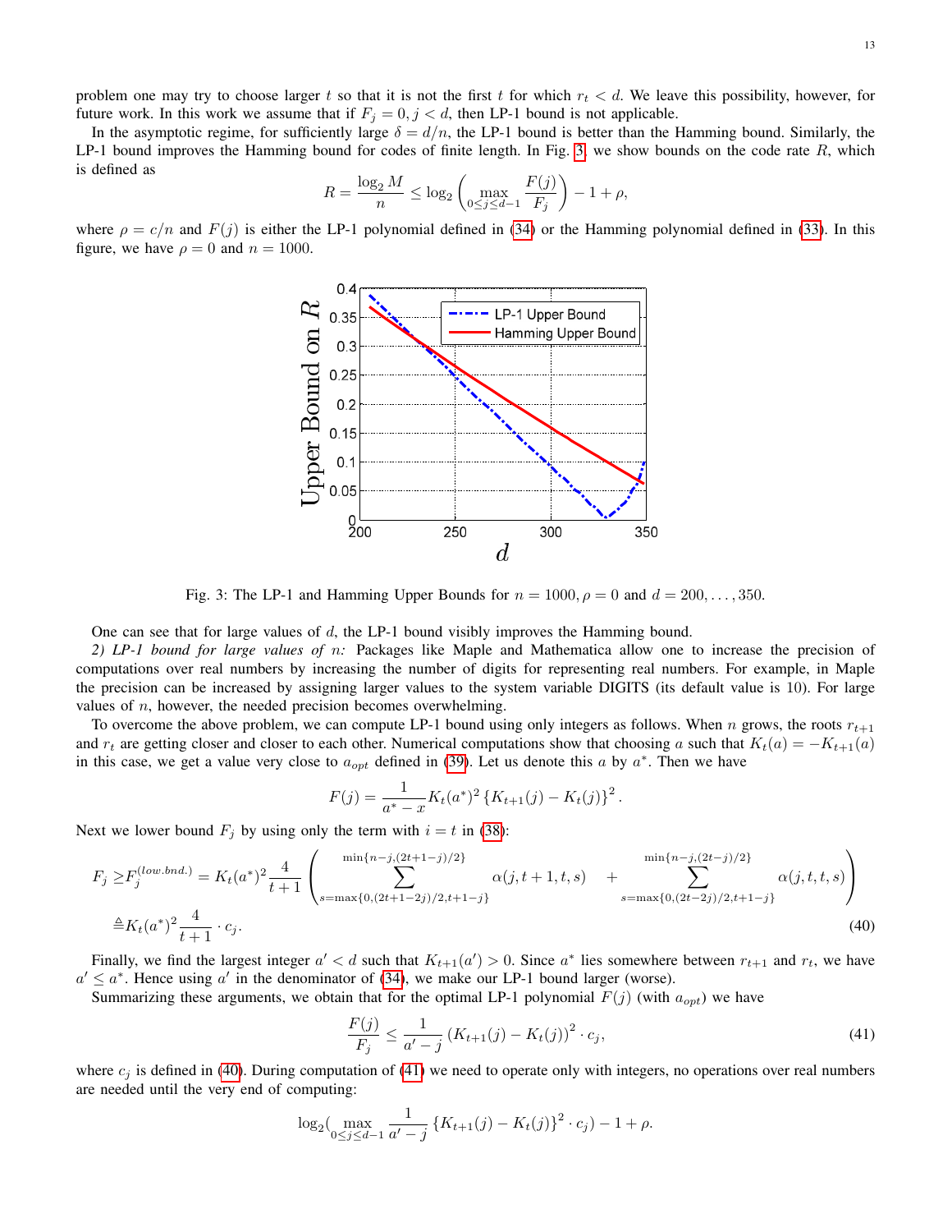problem one may try to choose larger $t$ so that it is not the first $t$ for which $r_t < d$. We leave this possibility, however, for future work. In this work we assume that if $F_j = 0, j < d$, then LP-1 bound is not applicable.

In the asymptotic regime, for sufficiently large $\delta = d/n$, the LP-1 bound is better than the Hamming bound. Similarly, the LP-1 bound improves the Hamming bound for codes of finite length. In Fig. 3, we show bounds on the code rate $R$, which is defined as

$$R = \frac{\log_2 M}{n} \leq \log_2 \left( \max_{0 \leq j \leq d-1} \frac{F(j)}{F_j} \right) - 1 + \rho,$$

where $\rho = c/n$ and $F(j)$ is either the LP-1 polynomial defined in (34) or the Hamming polynomial defined in (33). In this figure, we have $\rho = 0$ and $n = 1000$.

Fig. 3: The LP-1 and Hamming Upper Bounds for $n = 1000, \rho = 0$ and $d = 200, \ldots, 350$.

One can see that for large values of $d$, the LP-1 bound visibly improves the Hamming bound.

*2) LP-1 bound for large values of $n$:* Packages like Maple and Mathematica allow one to increase the precision of computations over real numbers by increasing the number of digits for representing real numbers. For example, in Maple the precision can be increased by assigning larger values to the system variable DIGITS (its default value is 10). For large values of $n$, however, the needed precision becomes overwhelming.

To overcome the above problem, we can compute LP-1 bound using only integers as follows. When $n$ grows, the roots $r_{t+1}$ and $r_t$ are getting closer and closer to each other. Numerical computations show that choosing $a$ such that $K_t(a) = -K_{t+1}(a)$ in this case, we get a value very close to $a_{opt}$ defined in (39). Let us denote this $a$ by $a^*$. Then we have

$$F(j) = \frac{1}{a^* - x} K_t(a^*)^2 \left\{ K_{t+1}(j) - K_t(j) \right\}^2.$$

Next we lower bound $F_j$ by using only the term with $i = t$ in (38):

$$\begin{aligned}
F_j \geq & F_j^{(low.bnd.)} = K_t(a^*)^2 \frac{4}{t+1} \left( \sum_{s=\max\{0,(2t+1-2j)/2, t+1-j\}}^{\min\{n-j,(2t+1-j)/2\}} \alpha(j, t+1, t, s) \quad + \sum_{s=\max\{0,(2t-2j)/2, t+1-j\}}^{\min\{n-j,(2t-j)/2\}} \alpha(j, t, t, s) \right) \\
\triangleq & K_t(a^*)^2 \frac{4}{t+1} \cdot c_j.
\end{aligned} \tag{40}$$

Finally, we find the largest integer $a' < d$ such that $K_{t+1}(a') > 0$. Since $a^*$ lies somewhere between $r_{t+1}$ and $r_t$, we have $a' \leq a^*$. Hence using $a'$ in the denominator of (34), we make our LP-1 bound larger (worse).

Summarizing these arguments, we obtain that for the optimal LP-1 polynomial $F(j)$ (with $a_{opt}$) we have

$$\frac{F(j)}{F_j} \leq \frac{1}{a' - j} \left( K_{t+1}(j) - K_t(j) \right)^2 \cdot c_j, \tag{41}$$

where $c_j$ is defined in (40). During computation of (41) we need to operate only with integers, no operations over real numbers are needed until the very end of computing:

$$\log_2 \left( \max_{0 \leq j \leq d-1} \frac{1}{a' - j} \left\{ K_{t+1}(j) - K_t(j) \right\}^2 \cdot c_j \right) - 1 + \rho.$$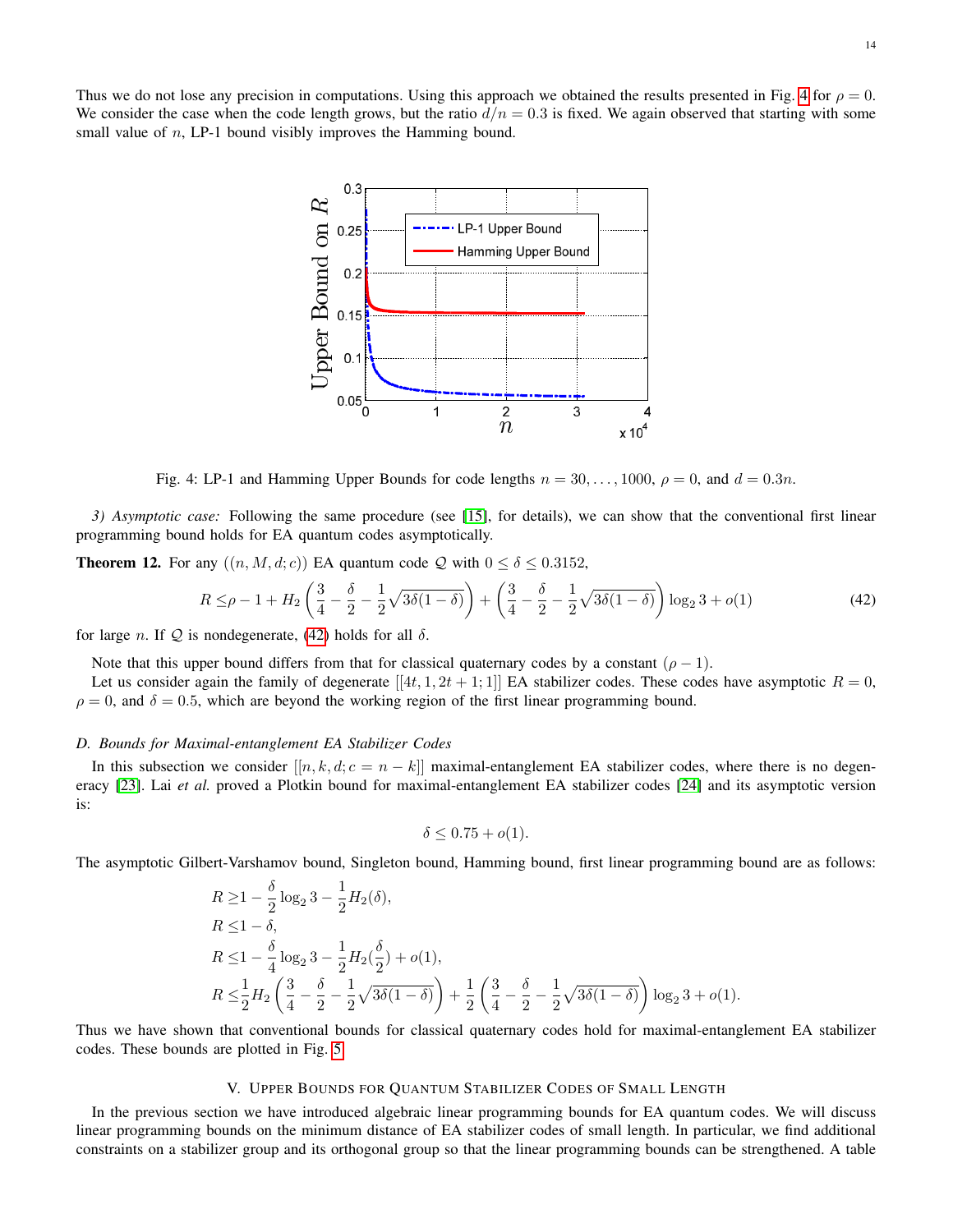Thus we do not lose any precision in computations. Using this approach we obtained the results presented in Fig. 4 for $\rho = 0$. We consider the case when the code length grows, but the ratio $d/n = 0.3$ is fixed. We again observed that starting with some small value of $n$, LP-1 bound visibly improves the Hamming bound.

Fig. 4: LP-1 and Hamming Upper Bounds for code lengths $n = 30, \ldots, 1000$, $\rho = 0$, and $d = 0.3n$.

*3) Asymptotic case:* Following the same procedure (see [15], for details), we can show that the conventional first linear programming bound holds for EA quantum codes asymptotically.

**Theorem 12.** For any $((n, M, d; c))$ EA quantum code $\mathcal{Q}$ with $0 \le \delta \le 0.3152$,

$$R \le \rho - 1 + H_2\left(\frac{3}{4} - \frac{\delta}{2} - \frac{1}{2}\sqrt{3\delta(1-\delta)}\right) + \left(\frac{3}{4} - \frac{\delta}{2} - \frac{1}{2}\sqrt{3\delta(1-\delta)}\right)\log_2 3 + o(1) \tag{42}$$

for large $n$. If $\mathcal{Q}$ is nondegenerate, (42) holds for all $\delta$.

Note that this upper bound differs from that for classical quaternary codes by a constant $(\rho - 1)$.

Let us consider again the family of degenerate $[[4t, 1, 2t+1; 1]]$ EA stabilizer codes. These codes have asymptotic $R = 0$, $\rho = 0$, and $\delta = 0.5$, which are beyond the working region of the first linear programming bound.

### *D. Bounds for Maximal-entanglement EA Stabilizer Codes*

In this subsection we consider $[[n, k, d; c = n - k]]$ maximal-entanglement EA stabilizer codes, where there is no degeneracy [23]. Lai *et al.* proved a Plotkin bound for maximal-entanglement EA stabilizer codes [24] and its asymptotic version is:

$$\delta \le 0.75 + o(1).$$

The asymptotic Gilbert-Varshamov bound, Singleton bound, Hamming bound, first linear programming bound are as follows:

$$R \ge 1 - \frac{\delta}{2}\log_2 3 - \frac{1}{2}H_2(\delta),$$

$$R \le 1 - \delta,$$

$$R \le 1 - \frac{\delta}{4}\log_2 3 - \frac{1}{2}H_2(\frac{\delta}{2}) + o(1),$$

$$R \le \frac{1}{2}H_2\left(\frac{3}{4} - \frac{\delta}{2} - \frac{1}{2}\sqrt{3\delta(1-\delta)}\right) + \frac{1}{2}\left(\frac{3}{4} - \frac{\delta}{2} - \frac{1}{2}\sqrt{3\delta(1-\delta)}\right)\log_2 3 + o(1).$$

Thus we have shown that conventional bounds for classical quaternary codes hold for maximal-entanglement EA stabilizer codes. These bounds are plotted in Fig. 5.

## V. Upper Bounds for Quantum Stabilizer Codes of Small Length

In the previous section we have introduced algebraic linear programming bounds for EA quantum codes. We will discuss linear programming bounds on the minimum distance of EA stabilizer codes of small length. In particular, we find additional constraints on a stabilizer group and its orthogonal group so that the linear programming bounds can be strengthened. A table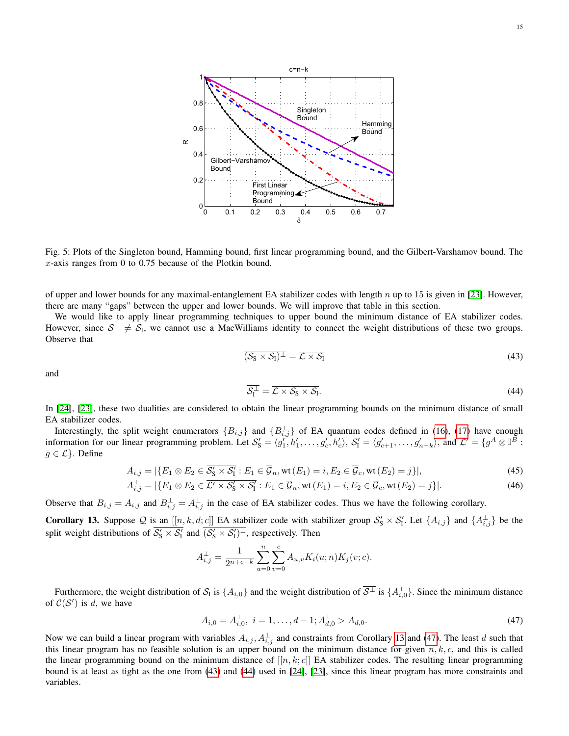Fig. 5: Plots of the Singleton bound, Hamming bound, first linear programming bound, and the Gilbert-Varshamov bound. The $x$-axis ranges from 0 to 0.75 because of the Plotkin bound.

of upper and lower bounds for any maximal-entanglement EA stabilizer codes with length $n$ up to 15 is given in [23]. However, there are many "gaps" between the upper and lower bounds. We will improve that table in this section.

We would like to apply linear programming techniques to upper bound the minimum distance of EA stabilizer codes. However, since $\mathcal{S}^{\perp} \neq \mathcal{S}_{\rm I}$, we cannot use a MacWilliams identity to connect the weight distributions of these two groups. Observe that

$$\overline{(\mathcal{S}_{\rm S} \times \mathcal{S}_{\rm I})^{\perp}} = \overline{\mathcal{L} \times \mathcal{S}_{\rm I}} \tag{43}$$

and

$$\overline{\mathcal{S}_{\rm I}^{\perp}} = \overline{\mathcal{L} \times \mathcal{S}_{\rm S} \times \mathcal{S}_{\rm I}}. \tag{44}$$

In [24], [23], these two dualities are considered to obtain the linear programming bounds on the minimum distance of small EA stabilizer codes.

Interestingly, the split weight enumerators $\{B_{i,j}\}$ and $\{B_{i,j}^{\perp}\}$ of EA quantum codes defined in (16), (17) have enough information for our linear programming problem. Let $\mathcal{S}_{\rm S}' = \langle g_1', h_1', \ldots, g_c', h_c' \rangle$, $\mathcal{S}_{\rm I}' = \langle g_{c+1}', \ldots, g_{n-k}' \rangle$, and $\mathcal{L}' = \{g^A \otimes \mathbb{I}^B : g \in \mathcal{L}\}$. Define

$$A_{i,j} = |\{E_1 \otimes E_2 \in \overline{\mathcal{S}_{\rm S}' \times \mathcal{S}_{\rm I}'} : E_1 \in \overline{\mathcal{G}}_n, \mathrm{wt}\,(E_1) = i, E_2 \in \overline{\mathcal{G}}_c, \mathrm{wt}\,(E_2) = j\}|, \tag{45}$$

$$A_{i,j}^{\perp} = |\{E_1 \otimes E_2 \in \overline{\mathcal{L}' \times \mathcal{S}_{\rm S}' \times \mathcal{S}_{\rm I}'} : E_1 \in \overline{\mathcal{G}}_n, \mathrm{wt}\,(E_1) = i, E_2 \in \overline{\mathcal{G}}_c, \mathrm{wt}\,(E_2) = j\}|. \tag{46}$$

Observe that $B_{i,j} = A_{i,j}$ and $B_{i,j}^{\perp} = A_{i,j}^{\perp}$ in the case of EA stabilizer codes. Thus we have the following corollary.

**Corollary 13.** Suppose $\mathcal{Q}$ is an $[[n, k, d; c]]$ EA stabilizer code with stabilizer group $\mathcal{S}_{\rm S}' \times \mathcal{S}_{\rm I}'$. Let $\{A_{i,j}\}$ and $\{A_{i,j}^{\perp}\}$ be the split weight distributions of $\overline{\mathcal{S}_{\rm S}' \times \mathcal{S}_{\rm I}'}$ and $\overline{(\mathcal{S}_{\rm S}' \times \mathcal{S}_{\rm I}')^{\perp}}$, respectively. Then

$$A_{i,j}^{\perp} = \frac{1}{2^{n+c-k}} \sum_{u=0}^{n} \sum_{v=0}^{c} A_{u,v} K_i(u; n) K_j(v; c).$$

Furthermore, the weight distribution of $\mathcal{S}_{\rm I}$ is $\{A_{i,0}\}$ and the weight distribution of $\overline{\mathcal{S}^{\perp}}$ is $\{A_{i,0}^{\perp}\}$. Since the minimum distance of $\mathcal{C}(\mathcal{S}')$ is $d$, we have

$$A_{i,0} = A_{i,0}^{\perp},\ i = 1, \ldots, d-1; A_{d,0}^{\perp} > A_{d,0}. \tag{47}$$

Now we can build a linear program with variables $A_{i,j}, A_{i,j}^{\perp}$ and constraints from Corollary 13 and (47). The least $d$ such that this linear program has no feasible solution is an upper bound on the minimum distance for given $n, k, c$, and this is called the linear programming bound on the minimum distance of $[[n, k; c]]$ EA stabilizer codes. The resulting linear programming bound is at least as tight as the one from (43) and (44) used in [24], [23], since this linear program has more constraints and variables.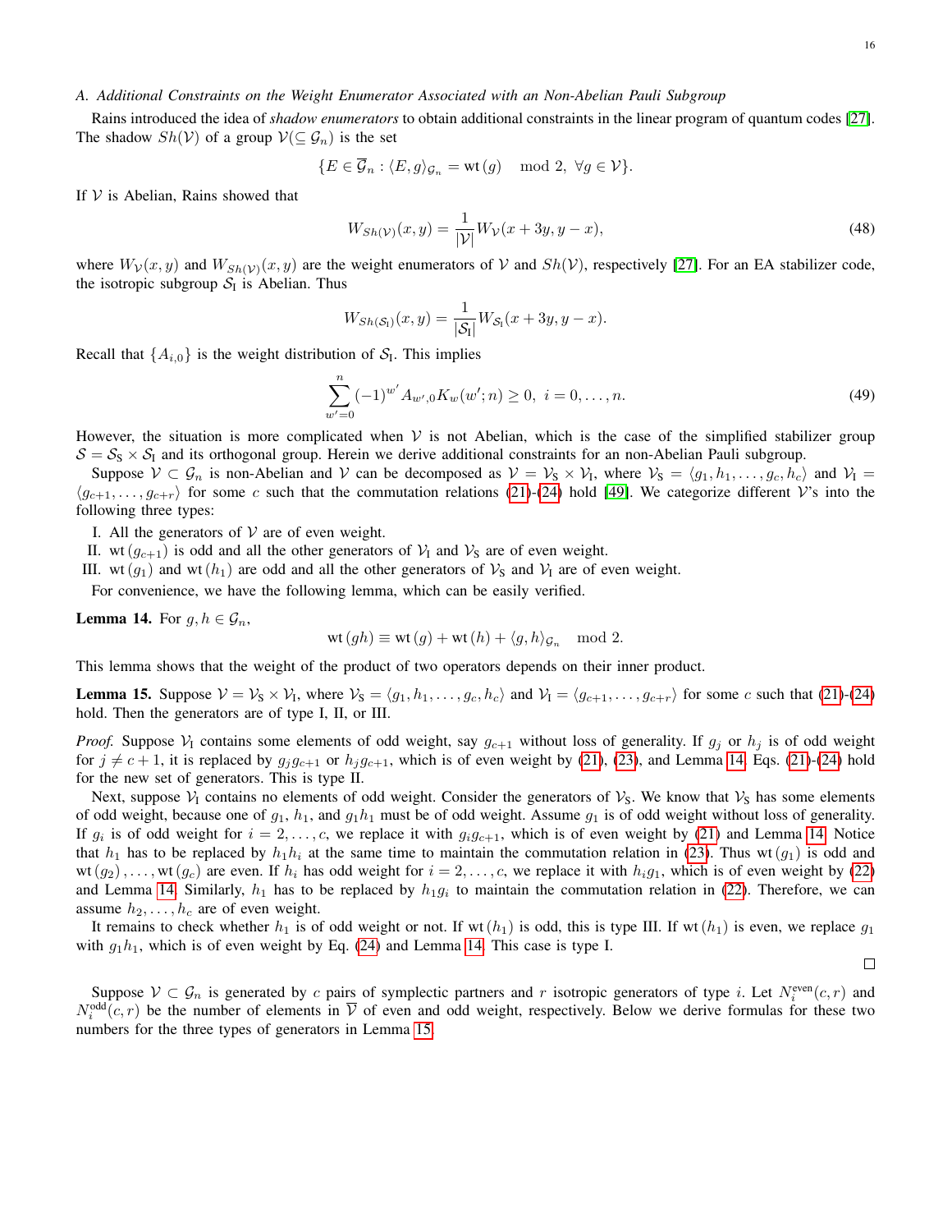### A. Additional Constraints on the Weight Enumerator Associated with an Non-Abelian Pauli Subgroup

Rains introduced the idea of *shadow enumerators* to obtain additional constraints in the linear program of quantum codes [27]. The shadow $Sh(\mathcal{V})$ of a group $\mathcal{V}(\subseteq \mathcal{G}_n)$ is the set

$$\{E \in \overline{\mathcal{G}}_n : \langle E, g\rangle_{\mathcal{G}_n} = \text{wt}\,(g) \mod 2,\ \forall g \in \mathcal{V}\}.$$

If $\mathcal{V}$ is Abelian, Rains showed that

$$W_{Sh(\mathcal{V})}(x, y) = \frac{1}{|\mathcal{V}|} W_{\mathcal{V}}(x + 3y, y - x), \tag{48}$$

where $W_{\mathcal{V}}(x, y)$ and $W_{Sh(\mathcal{V})}(x, y)$ are the weight enumerators of $\mathcal{V}$ and $Sh(\mathcal{V})$, respectively [27]. For an EA stabilizer code, the isotropic subgroup $\mathcal{S}_{\text{I}}$ is Abelian. Thus

$$W_{Sh(\mathcal{S}_{\text{I}})}(x, y) = \frac{1}{|\mathcal{S}_{\text{I}}|} W_{\mathcal{S}_{\text{I}}}(x + 3y, y - x).$$

Recall that $\{A_{i,0}\}$ is the weight distribution of $\mathcal{S}_{\text{I}}$. This implies

$$\sum_{w'=0}^{n} (-1)^{w'} A_{w',0} K_w(w'; n) \geq 0,\ i = 0, \ldots, n. \tag{49}$$

However, the situation is more complicated when $\mathcal{V}$ is not Abelian, which is the case of the simplified stabilizer group $\mathcal{S} = \mathcal{S}_{\text{S}} \times \mathcal{S}_{\text{I}}$ and its orthogonal group. Herein we derive additional constraints for an non-Abelian Pauli subgroup.

Suppose $\mathcal{V} \subset \mathcal{G}_n$ is non-Abelian and $\mathcal{V}$ can be decomposed as $\mathcal{V} = \mathcal{V}_{\text{S}} \times \mathcal{V}_{\text{I}}$, where $\mathcal{V}_{\text{S}} = \langle g_1, h_1, \ldots, g_c, h_c\rangle$ and $\mathcal{V}_{\text{I}} = \langle g_{c+1}, \ldots, g_{c+r}\rangle$ for some $c$ such that the commutation relations (21)-(24) hold [49]. We categorize different $\mathcal{V}$'s into the following three types:

I. All the generators of $\mathcal{V}$ are of even weight.

II. $\text{wt}\,(g_{c+1})$ is odd and all the other generators of $\mathcal{V}_{\text{I}}$ and $\mathcal{V}_{\text{S}}$ are of even weight.

III. $\text{wt}\,(g_1)$ and $\text{wt}\,(h_1)$ are odd and all the other generators of $\mathcal{V}_{\text{S}}$ and $\mathcal{V}_{\text{I}}$ are of even weight.

For convenience, we have the following lemma, which can be easily verified.

**Lemma 14.** For $g, h \in \mathcal{G}_n$,

$$\text{wt}\,(gh) \equiv \text{wt}\,(g) + \text{wt}\,(h) + \langle g, h\rangle_{\mathcal{G}_n} \mod 2.$$

This lemma shows that the weight of the product of two operators depends on their inner product.

**Lemma 15.** Suppose $\mathcal{V} = \mathcal{V}_{\text{S}} \times \mathcal{V}_{\text{I}}$, where $\mathcal{V}_{\text{S}} = \langle g_1, h_1, \ldots, g_c, h_c\rangle$ and $\mathcal{V}_{\text{I}} = \langle g_{c+1}, \ldots, g_{c+r}\rangle$ for some $c$ such that (21)-(24) hold. Then the generators are of type I, II, or III.

*Proof.* Suppose $\mathcal{V}_{\text{I}}$ contains some elements of odd weight, say $g_{c+1}$ without loss of generality. If $g_j$ or $h_j$ is of odd weight for $j \neq c+1$, it is replaced by $g_j g_{c+1}$ or $h_j g_{c+1}$, which is of even weight by (21), (23), and Lemma 14. Eqs. (21)-(24) hold for the new set of generators. This is type II.

Next, suppose $\mathcal{V}_{\text{I}}$ contains no elements of odd weight. Consider the generators of $\mathcal{V}_{\text{S}}$. We know that $\mathcal{V}_{\text{S}}$ has some elements of odd weight, because one of $g_1$, $h_1$, and $g_1 h_1$ must be of odd weight. Assume $g_1$ is of odd weight without loss of generality. If $g_i$ is of odd weight for $i = 2, \ldots, c$, we replace it with $g_i g_{c+1}$, which is of even weight by (21) and Lemma 14. Notice that $h_1$ has to be replaced by $h_1 h_i$ at the same time to maintain the commutation relation in (23). Thus $\text{wt}\,(g_1)$ is odd and $\text{wt}\,(g_2), \ldots, \text{wt}\,(g_c)$ are even. If $h_i$ has odd weight for $i = 2, \ldots, c$, we replace it with $h_i g_1$, which is of even weight by (22) and Lemma 14. Similarly, $h_1$ has to be replaced by $h_1 g_i$ to maintain the commutation relation in (22). Therefore, we can assume $h_2, \ldots, h_c$ are of even weight.

It remains to check whether $h_1$ is of odd weight or not. If $\text{wt}\,(h_1)$ is odd, this is type III. If $\text{wt}\,(h_1)$ is even, we replace $g_1$ with $g_1 h_1$, which is of even weight by Eq. (24) and Lemma 14. This case is type I.

□

Suppose $\mathcal{V} \subset \mathcal{G}_n$ is generated by $c$ pairs of symplectic partners and $r$ isotropic generators of type $i$. Let $N_i^{\text{even}}(c, r)$ and $N_i^{\text{odd}}(c, r)$ be the number of elements in $\overline{\mathcal{V}}$ of even and odd weight, respectively. Below we derive formulas for these two numbers for the three types of generators in Lemma 15.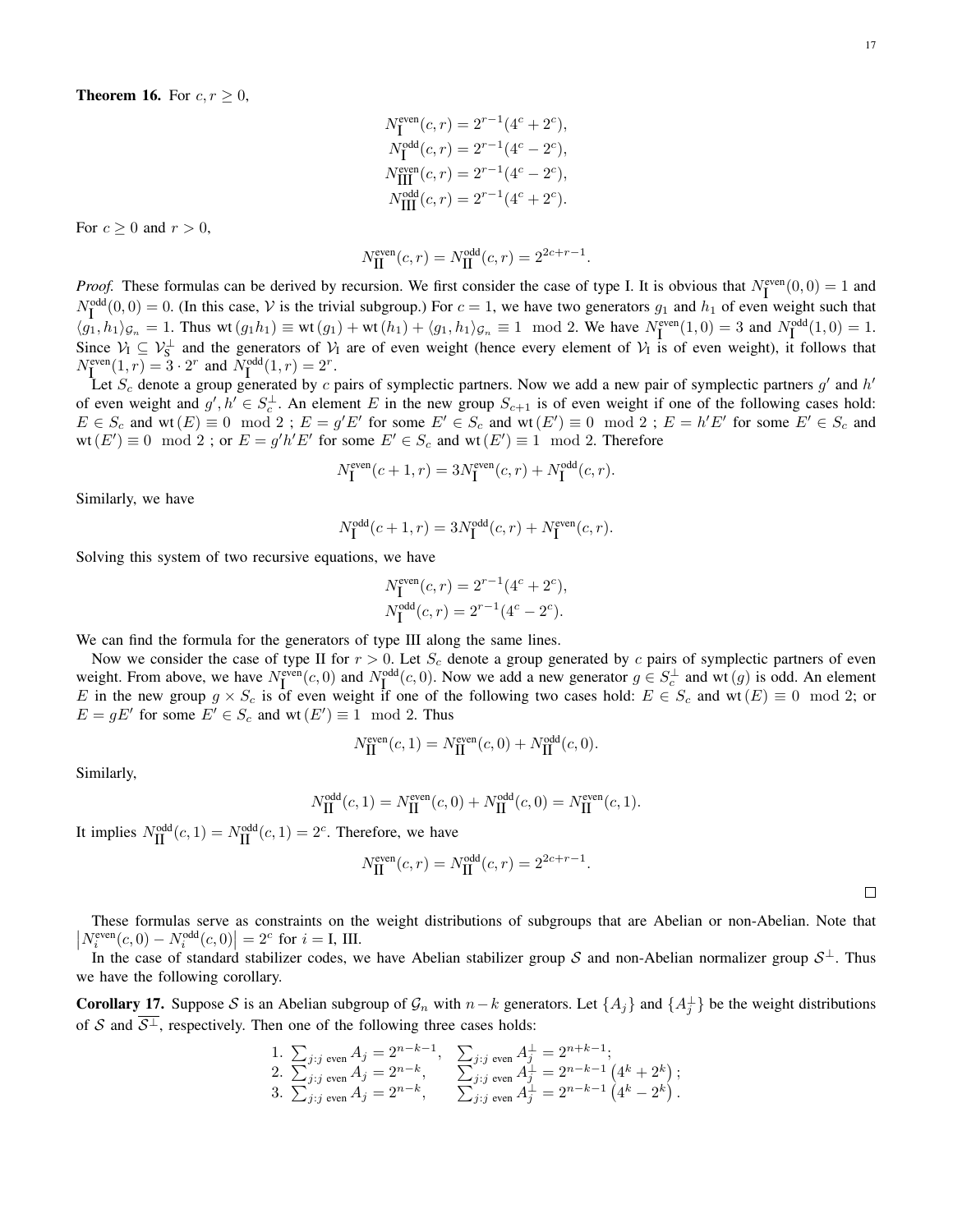**Theorem 16.** For $c, r \geq 0$,

$$
\begin{aligned}
N_{\mathrm{I}}^{\text{even}}(c,r) &= 2^{r-1}(4^c + 2^c),\\
N_{\mathrm{I}}^{\text{odd}}(c,r) &= 2^{r-1}(4^c - 2^c),\\
N_{\mathrm{III}}^{\text{even}}(c,r) &= 2^{r-1}(4^c - 2^c),\\
N_{\mathrm{III}}^{\text{odd}}(c,r) &= 2^{r-1}(4^c + 2^c).
\end{aligned}
$$

For $c \geq 0$ and $r > 0$,

$$
N_{\mathrm{II}}^{\text{even}}(c,r) = N_{\mathrm{II}}^{\text{odd}}(c,r) = 2^{2c+r-1}.
$$

*Proof.* These formulas can be derived by recursion. We first consider the case of type I. It is obvious that $N_{\mathrm{I}}^{\text{even}}(0,0) = 1$ and $N_{\mathrm{I}}^{\text{odd}}(0,0) = 0$. (In this case, $\mathcal{V}$ is the trivial subgroup.) For $c = 1$, we have two generators $g_1$ and $h_1$ of even weight such that $\langle g_1, h_1 \rangle_{\mathcal{G}_n} = 1$. Thus $\mathrm{wt}(g_1 h_1) \equiv \mathrm{wt}(g_1) + \mathrm{wt}(h_1) + \langle g_1, h_1 \rangle_{\mathcal{G}_n} \equiv 1 \mod 2$. We have $N_{\mathrm{I}}^{\text{even}}(1,0) = 3$ and $N_{\mathrm{I}}^{\text{odd}}(1,0) = 1$. Since $\mathcal{V}_{\mathrm{I}} \subseteq \mathcal{V}_{\mathrm{S}}^{\perp}$ and the generators of $\mathcal{V}_{\mathrm{I}}$ are of even weight (hence every element of $\mathcal{V}_{\mathrm{I}}$ is of even weight), it follows that $N_{\mathrm{I}}^{\text{even}}(1,r) = 3 \cdot 2^r$ and $N_{\mathrm{I}}^{\text{odd}}(1,r) = 2^r$.

Let $S_c$ denote a group generated by $c$ pairs of symplectic partners. Now we add a new pair of symplectic partners $g'$ and $h'$ of even weight and $g', h' \in S_c^{\perp}$. An element $E$ in the new group $S_{c+1}$ is of even weight if one of the following cases hold: $E \in S_c$ and $\mathrm{wt}(E) \equiv 0 \mod 2$ ; $E = g'E'$ for some $E' \in S_c$ and $\mathrm{wt}(E') \equiv 0 \mod 2$ ; $E = h'E'$ for some $E' \in S_c$ and $\mathrm{wt}(E') \equiv 0 \mod 2$ ; or $E = g'h'E'$ for some $E' \in S_c$ and $\mathrm{wt}(E') \equiv 1 \mod 2$. Therefore

$$
N_{\mathrm{I}}^{\text{even}}(c+1,r) = 3N_{\mathrm{I}}^{\text{even}}(c,r) + N_{\mathrm{I}}^{\text{odd}}(c,r).
$$

Similarly, we have

$$
N_{\mathrm{I}}^{\text{odd}}(c+1,r) = 3N_{\mathrm{I}}^{\text{odd}}(c,r) + N_{\mathrm{I}}^{\text{even}}(c,r).
$$

Solving this system of two recursive equations, we have

$$
\begin{aligned}
N_{\mathrm{I}}^{\text{even}}(c,r) &= 2^{r-1}(4^c + 2^c),\\
N_{\mathrm{I}}^{\text{odd}}(c,r) &= 2^{r-1}(4^c - 2^c).
\end{aligned}
$$

We can find the formula for the generators of type III along the same lines.

Now we consider the case of type II for $r > 0$. Let $S_c$ denote a group generated by $c$ pairs of symplectic partners of even weight. From above, we have $N_{\mathrm{I}}^{\text{even}}(c,0)$ and $N_{\mathrm{I}}^{\text{odd}}(c,0)$. Now we add a new generator $g \in S_c^{\perp}$ and $\mathrm{wt}(g)$ is odd. An element $E$ in the new group $g \times S_c$ is of even weight if one of the following two cases hold: $E \in S_c$ and $\mathrm{wt}(E) \equiv 0 \mod 2$; or $E = gE'$ for some $E' \in S_c$ and $\mathrm{wt}(E') \equiv 1 \mod 2$. Thus

$$
N_{\mathrm{II}}^{\text{even}}(c,1) = N_{\mathrm{II}}^{\text{even}}(c,0) + N_{\mathrm{II}}^{\text{odd}}(c,0).
$$

Similarly,

$$
N_{\mathrm{II}}^{\text{odd}}(c,1) = N_{\mathrm{II}}^{\text{even}}(c,0) + N_{\mathrm{II}}^{\text{odd}}(c,0) = N_{\mathrm{II}}^{\text{even}}(c,1).
$$

It implies $N_{\mathrm{II}}^{\text{odd}}(c,1) = N_{\mathrm{II}}^{\text{odd}}(c,1) = 2^c$. Therefore, we have

$$
N_{\mathrm{II}}^{\text{even}}(c,r) = N_{\mathrm{II}}^{\text{odd}}(c,r) = 2^{2c+r-1}.
$$

$\square$

These formulas serve as constraints on the weight distributions of subgroups that are Abelian or non-Abelian. Note that $\left|N_i^{\text{even}}(c,0) - N_i^{\text{odd}}(c,0)\right| = 2^c$ for $i = \mathrm{I}, \mathrm{III}$.

In the case of standard stabilizer codes, we have Abelian stabilizer group $\mathcal{S}$ and non-Abelian normalizer group $\mathcal{S}^{\perp}$. Thus we have the following corollary.

**Corollary 17.** Suppose $\mathcal{S}$ is an Abelian subgroup of $\mathcal{G}_n$ with $n-k$ generators. Let $\{A_j\}$ and $\{A_j^{\perp}\}$ be the weight distributions of $\mathcal{S}$ and $\overline{\mathcal{S}^{\perp}}$, respectively. Then one of the following three cases holds:

1. $\sum_{j:j \text{ even}} A_j = 2^{n-k-1}, \quad \sum_{j:j \text{ even}} A_j^{\perp} = 2^{n+k-1}$;
2. $\sum_{j:j \text{ even}} A_j = 2^{n-k}, \quad \sum_{j:j \text{ even}} A_j^{\perp} = 2^{n-k-1}\left(4^k + 2^k\right)$;
3. $\sum_{j:j \text{ even}} A_j = 2^{n-k}, \quad \sum_{j:j \text{ even}} A_j^{\perp} = 2^{n-k-1}\left(4^k - 2^k\right)$.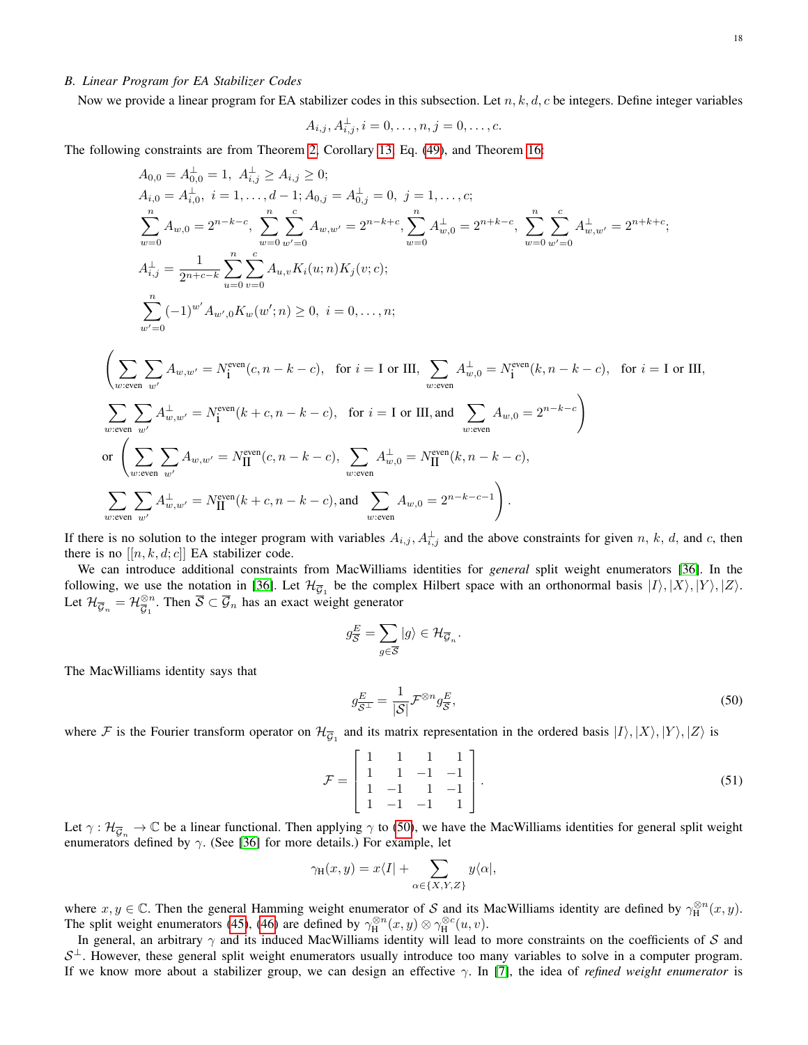### B. Linear Program for EA Stabilizer Codes

Now we provide a linear program for EA stabilizer codes in this subsection. Let $n, k, d, c$ be integers. Define integer variables

$$A_{i,j}, A_{i,j}^{\perp}, i = 0, \ldots, n, j = 0, \ldots, c.$$

The following constraints are from Theorem 2, Corollary 13, Eq. (49), and Theorem 16:

$$\begin{aligned}
&A_{0,0} = A_{0,0}^{\perp} = 1,\ A_{i,j}^{\perp} \geq A_{i,j} \geq 0;\\
&A_{i,0} = A_{i,0}^{\perp},\ i = 1, \ldots, d-1; A_{0,j} = A_{0,j}^{\perp} = 0,\ j = 1, \ldots, c;\\
&\sum_{w=0}^{n} A_{w,0} = 2^{n-k-c},\ \sum_{w=0}^{n}\sum_{w'=0}^{c} A_{w,w'} = 2^{n-k+c}, \sum_{w=0}^{n} A_{w,0}^{\perp} = 2^{n+k-c},\ \sum_{w=0}^{n}\sum_{w'=0}^{c} A_{w,w'}^{\perp} = 2^{n+k+c};\\
&A_{i,j}^{\perp} = \frac{1}{2^{n+c-k}} \sum_{u=0}^{n}\sum_{v=0}^{c} A_{u,v} K_i(u;n) K_j(v;c);\\
&\sum_{w'=0}^{n} (-1)^{w'} A_{w',0} K_w(w';n) \geq 0,\ i = 0, \ldots, n;
\end{aligned}$$

$$\begin{aligned}
&\Bigg(\sum_{w:\text{even}}\sum_{w'} A_{w,w'} = N_{\text{I}}^{\text{even}}(c, n-k-c), \quad \text{for } i = \text{I or III}, \ \sum_{w:\text{even}} A_{w,0}^{\perp} = N_{\text{I}}^{\text{even}}(k, n-k-c), \quad \text{for } i = \text{I or III},\\
&\sum_{w:\text{even}}\sum_{w'} A_{w,w'}^{\perp} = N_{\text{I}}^{\text{even}}(k+c, n-k-c), \quad \text{for } i = \text{I or III, and } \sum_{w:\text{even}} A_{w,0} = 2^{n-k-c}\Bigg)\\
&\text{or } \Bigg(\sum_{w:\text{even}}\sum_{w'} A_{w,w'} = N_{\text{II}}^{\text{even}}(c, n-k-c),\ \sum_{w:\text{even}} A_{w,0}^{\perp} = N_{\text{II}}^{\text{even}}(k, n-k-c),\\
&\sum_{w:\text{even}}\sum_{w'} A_{w,w'}^{\perp} = N_{\text{II}}^{\text{even}}(k+c, n-k-c), \text{and } \sum_{w:\text{even}} A_{w,0} = 2^{n-k-c-1}\Bigg).
\end{aligned}$$

If there is no solution to the integer program with variables $A_{i,j}, A_{i,j}^{\perp}$ and the above constraints for given $n$, $k$, $d$, and $c$, then there is no $[[n, k, d; c]]$ EA stabilizer code.

We can introduce additional constraints from MacWilliams identities for *general* split weight enumerators [36]. In the following, we use the notation in [36]. Let $\mathcal{H}_{\overline{\mathcal{G}}_1}$ be the complex Hilbert space with an orthonormal basis $|I\rangle, |X\rangle, |Y\rangle, |Z\rangle$. Let $\mathcal{H}_{\overline{\mathcal{G}}_n} = \mathcal{H}_{\overline{\mathcal{G}}_1}^{\otimes n}$. Then $\overline{\mathcal{S}} \subset \overline{\mathcal{G}}_n$ has an exact weight generator

$$g_{\overline{\mathcal{S}}}^{E} = \sum_{g \in \overline{\mathcal{S}}} |g\rangle \in \mathcal{H}_{\overline{\mathcal{G}}_n}.$$

The MacWilliams identity says that

$$g_{\overline{\mathcal{S}}^{\perp}}^{E} = \frac{1}{|\mathcal{S}|} \mathcal{F}^{\otimes n} g_{\overline{\mathcal{S}}}^{E}, \tag{50}$$

where $\mathcal{F}$ is the Fourier transform operator on $\mathcal{H}_{\overline{\mathcal{G}}_1}$ and its matrix representation in the ordered basis $|I\rangle, |X\rangle, |Y\rangle, |Z\rangle$ is

$$\mathcal{F} = \begin{bmatrix} 1 & 1 & 1 & 1 \\ 1 & 1 & -1 & -1 \\ 1 & -1 & 1 & -1 \\ 1 & -1 & -1 & 1 \end{bmatrix}. \tag{51}$$

Let $\gamma : \mathcal{H}_{\overline{\mathcal{G}}_n} \to \mathbb{C}$ be a linear functional. Then applying $\gamma$ to (50), we have the MacWilliams identities for general split weight enumerators defined by $\gamma$. (See [36] for more details.) For example, let

$$\gamma_{\text{H}}(x, y) = x\langle I| + \sum_{\alpha \in \{X,Y,Z\}} y\langle\alpha|,$$

where $x, y \in \mathbb{C}$. Then the general Hamming weight enumerator of $\mathcal{S}$ and its MacWilliams identity are defined by $\gamma_{\text{H}}^{\otimes n}(x, y)$. The split weight enumerators (45), (46) are defined by $\gamma_{\text{H}}^{\otimes n}(x, y) \otimes \gamma_{\text{H}}^{\otimes c}(u, v)$.

In general, an arbitrary $\gamma$ and its induced MacWilliams identity will lead to more constraints on the coefficients of $\mathcal{S}$ and $\mathcal{S}^{\perp}$. However, these general split weight enumerators usually introduce too many variables to solve in a computer program. If we know more about a stabilizer group, we can design an effective $\gamma$. In [7], the idea of *refined weight enumerator* is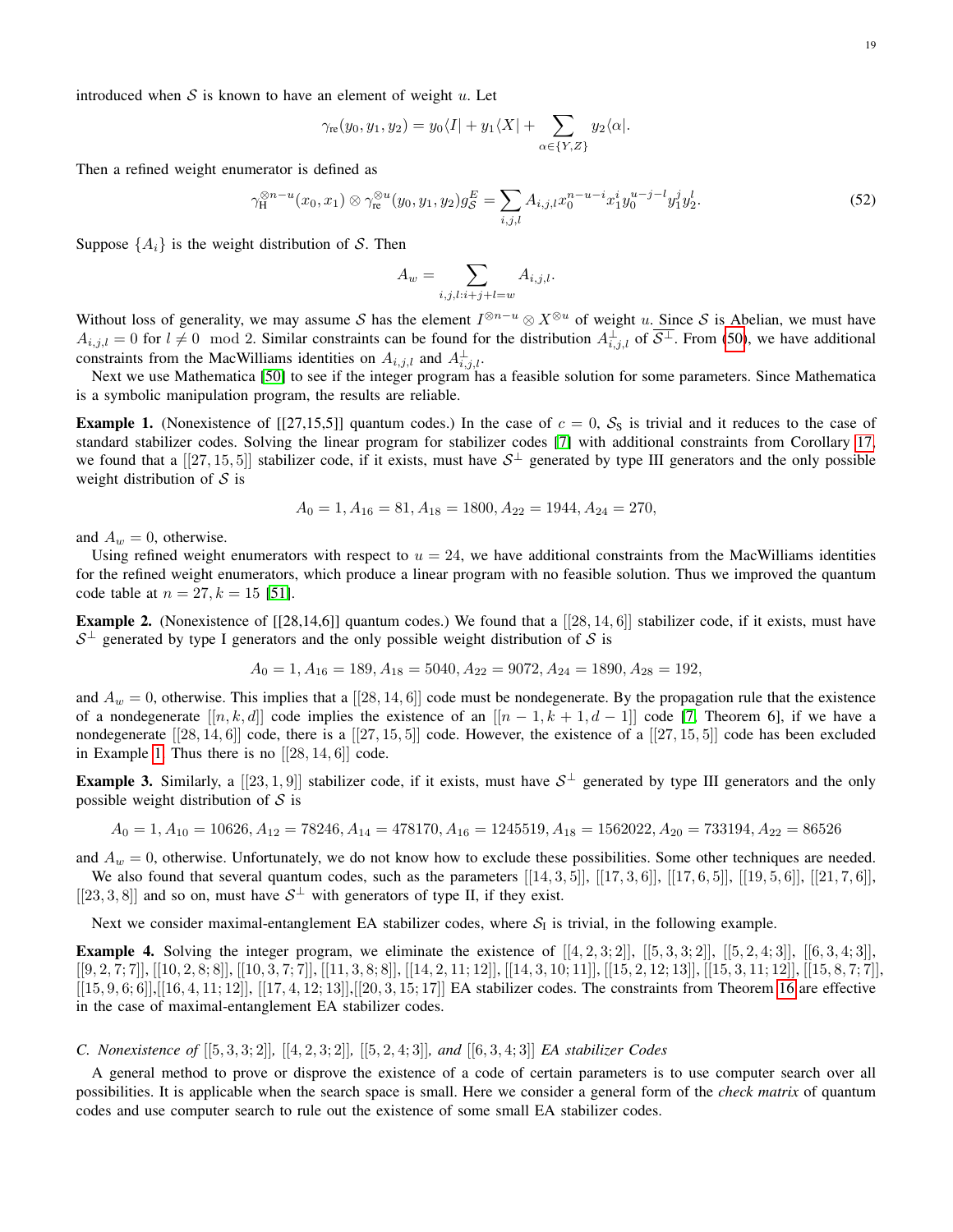introduced when $\mathcal{S}$ is known to have an element of weight $u$. Let

$$\gamma_{\rm re}(y_0, y_1, y_2) = y_0\langle I| + y_1\langle X| + \sum_{\alpha\in\{Y,Z\}} y_2\langle\alpha|.$$

Then a refined weight enumerator is defined as

$$\gamma_{\rm H}^{\otimes n-u}(x_0, x_1) \otimes \gamma_{\rm re}^{\otimes u}(y_0, y_1, y_2) g_{\mathcal{S}}^{E} = \sum_{i,j,l} A_{i,j,l} x_0^{n-u-i} x_1^i y_0^{u-j-l} y_1^j y_2^l. \tag{52}$$

Suppose $\{A_i\}$ is the weight distribution of $\mathcal{S}$. Then

$$A_w = \sum_{i,j,l: i+j+l=w} A_{i,j,l}.$$

Without loss of generality, we may assume $\mathcal{S}$ has the element $I^{\otimes n-u} \otimes X^{\otimes u}$ of weight $u$. Since $\mathcal{S}$ is Abelian, we must have $A_{i,j,l} = 0$ for $l \neq 0 \mod 2$. Similar constraints can be found for the distribution $A_{i,j,l}^{\perp}$ of $\overline{\mathcal{S}^{\perp}}$. From (50), we have additional constraints from the MacWilliams identities on $A_{i,j,l}$ and $A_{i,j,l}^{\perp}$.

Next we use Mathematica [50] to see if the integer program has a feasible solution for some parameters. Since Mathematica is a symbolic manipulation program, the results are reliable.

**Example 1.** (Nonexistence of [[27,15,5]] quantum codes.) In the case of $c = 0$, $\mathcal{S}_{\rm S}$ is trivial and it reduces to the case of standard stabilizer codes. Solving the linear program for stabilizer codes [7] with additional constraints from Corollary 17, we found that a $[[27, 15, 5]]$ stabilizer code, if it exists, must have $\mathcal{S}^{\perp}$ generated by type III generators and the only possible weight distribution of $\mathcal{S}$ is

$$A_0 = 1, A_{16} = 81, A_{18} = 1800, A_{22} = 1944, A_{24} = 270,$$

and $A_w = 0$, otherwise.

Using refined weight enumerators with respect to $u = 24$, we have additional constraints from the MacWilliams identities for the refined weight enumerators, which produce a linear program with no feasible solution. Thus we improved the quantum code table at $n = 27, k = 15$ [51].

**Example 2.** (Nonexistence of [[28,14,6]] quantum codes.) We found that a $[[28, 14, 6]]$ stabilizer code, if it exists, must have $\mathcal{S}^{\perp}$ generated by type I generators and the only possible weight distribution of $\mathcal{S}$ is

$$A_0 = 1, A_{16} = 189, A_{18} = 5040, A_{22} = 9072, A_{24} = 1890, A_{28} = 192,$$

and $A_w = 0$, otherwise. This implies that a $[[28, 14, 6]]$ code must be nondegenerate. By the propagation rule that the existence of a nondegenerate $[[n, k, d]]$ code implies the existence of an $[[n-1, k+1, d-1]]$ code [7, Theorem 6], if we have a nondegenerate $[[28, 14, 6]]$ code, there is a $[[27, 15, 5]]$ code. However, the existence of a $[[27, 15, 5]]$ code has been excluded in Example 1. Thus there is no $[[28, 14, 6]]$ code.

**Example 3.** Similarly, a $[[23, 1, 9]]$ stabilizer code, if it exists, must have $\mathcal{S}^{\perp}$ generated by type III generators and the only possible weight distribution of $\mathcal{S}$ is

$$A_0 = 1, A_{10} = 10626, A_{12} = 78246, A_{14} = 478170, A_{16} = 1245519, A_{18} = 1562022, A_{20} = 733194, A_{22} = 86526$$

and $A_w = 0$, otherwise. Unfortunately, we do not know how to exclude these possibilities. Some other techniques are needed.

We also found that several quantum codes, such as the parameters $[[14, 3, 5]]$, $[[17, 3, 6]]$, $[[17, 6, 5]]$, $[[19, 5, 6]]$, $[[21, 7, 6]]$, $[[23, 3, 8]]$ and so on, must have $\mathcal{S}^{\perp}$ with generators of type II, if they exist.

Next we consider maximal-entanglement EA stabilizer codes, where $\mathcal{S}_{\rm I}$ is trivial, in the following example.

**Example 4.** Solving the integer program, we eliminate the existence of $[[4, 2, 3; 2]]$, $[[5, 3, 3; 2]]$, $[[5, 2, 4; 3]]$, $[[6, 3, 4; 3]]$, $[[9, 2, 7; 7]]$, $[[10, 2, 8; 8]]$, $[[10, 3, 7; 7]]$, $[[11, 3, 8; 8]]$, $[[14, 2, 11; 12]]$, $[[14, 3, 10; 11]]$, $[[15, 2, 12; 13]]$, $[[15, 3, 11; 12]]$, $[[15, 8, 7; 7]]$, $[[15, 9, 6; 6]]$, $[[16, 4, 11; 12]]$, $[[17, 4, 12; 13]]$, $[[20, 3, 15; 17]]$ EA stabilizer codes. The constraints from Theorem 16 are effective in the case of maximal-entanglement EA stabilizer codes.

### C. Nonexistence of $[[5, 3, 3; 2]]$, $[[4, 2, 3; 2]]$, $[[5, 2, 4; 3]]$, and $[[6, 3, 4; 3]]$ EA stabilizer Codes

A general method to prove or disprove the existence of a code of certain parameters is to use computer search over all possibilities. It is applicable when the search space is small. Here we consider a general form of the *check matrix* of quantum codes and use computer search to rule out the existence of some small EA stabilizer codes.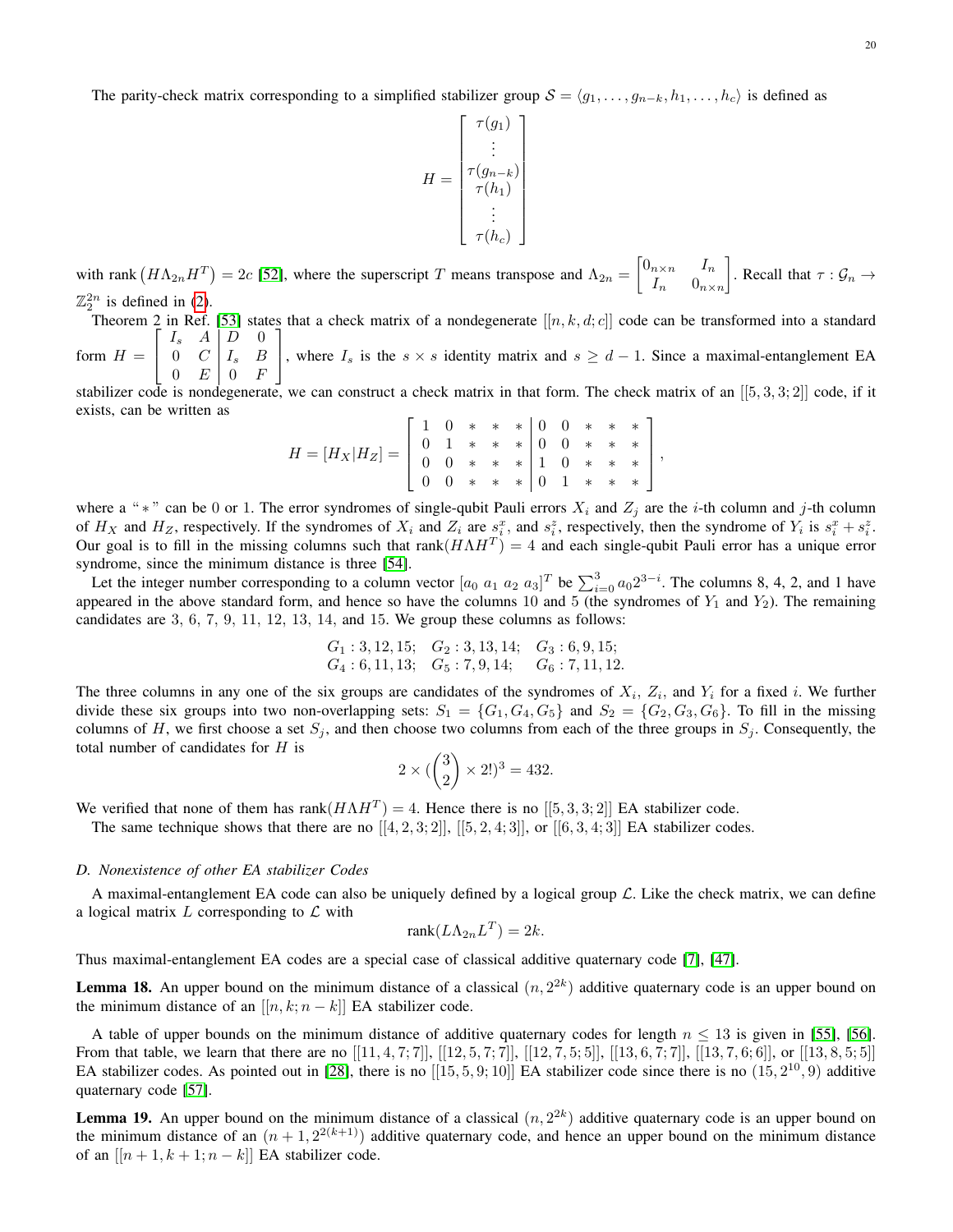The parity-check matrix corresponding to a simplified stabilizer group $\mathcal{S} = \langle g_1, \ldots, g_{n-k}, h_1, \ldots, h_c \rangle$ is defined as

$$H = \begin{bmatrix} \tau(g_1) \\ \vdots \\ \tau(g_{n-k}) \\ \tau(h_1) \\ \vdots \\ \tau(h_c) \end{bmatrix}$$

with rank $\left(H\Lambda_{2n}H^T\right) = 2c$ [52], where the superscript $T$ means transpose and $\Lambda_{2n} = \begin{bmatrix} 0_{n\times n} & I_n \\ I_n & 0_{n\times n} \end{bmatrix}$. Recall that $\tau : \mathcal{G}_n \to \mathbb{Z}_2^{2n}$ is defined in (2).

Theorem 2 in Ref. [53] states that a check matrix of a nondegenerate $[[n, k, d; c]]$ code can be transformed into a standard form $H = \left[\begin{array}{cc|cc} I_s & A & D & 0 \\ 0 & C & I_s & B \\ 0 & E & 0 & F \end{array}\right]$, where $I_s$ is the $s \times s$ identity matrix and $s \geq d - 1$. Since a maximal-entanglement EA stabilizer code is nondegenerate, we can construct a check matrix in that form. The check matrix of an $[[5, 3, 3; 2]]$ code, if it exists, can be written as

$$H = [H_X|H_Z] = \left[\begin{array}{ccccc|ccccc} 1 & 0 & * & * & * & 0 & 0 & * & * & * \\ 0 & 1 & * & * & * & 0 & 0 & * & * & * \\ 0 & 0 & * & * & * & 1 & 0 & * & * & * \\ 0 & 0 & * & * & * & 0 & 1 & * & * & * \end{array}\right],$$

where a "$*$" can be 0 or 1. The error syndromes of single-qubit Pauli errors $X_i$ and $Z_j$ are the $i$-th column and $j$-th column of $H_X$ and $H_Z$, respectively. If the syndromes of $X_i$ and $Z_i$ are $s_i^x$, and $s_i^z$, respectively, then the syndrome of $Y_i$ is $s_i^x + s_i^z$. Our goal is to fill in the missing columns such that rank$(H\Lambda H^T) = 4$ and each single-qubit Pauli error has a unique error syndrome, since the minimum distance is three [54].

Let the integer number corresponding to a column vector $[a_0\ a_1\ a_2\ a_3]^T$ be $\sum_{i=0}^{3} a_0 2^{3-i}$. The columns 8, 4, 2, and 1 have appeared in the above standard form, and hence so have the columns 10 and 5 (the syndromes of $Y_1$ and $Y_2$). The remaining candidates are 3, 6, 7, 9, 11, 12, 13, 14, and 15. We group these columns as follows:

$$\begin{aligned} &G_1 : 3, 12, 15; \quad G_2 : 3, 13, 14; \quad G_3 : 6, 9, 15; \\ &G_4 : 6, 11, 13; \quad G_5 : 7, 9, 14; \quad G_6 : 7, 11, 12. \end{aligned}$$

The three columns in any one of the six groups are candidates of the syndromes of $X_i$, $Z_i$, and $Y_i$ for a fixed $i$. We further divide these six groups into two non-overlapping sets: $S_1 = \{G_1, G_4, G_5\}$ and $S_2 = \{G_2, G_3, G_6\}$. To fill in the missing columns of $H$, we first choose a set $S_j$, and then choose two columns from each of the three groups in $S_j$. Consequently, the total number of candidates for $H$ is

$$2 \times (\binom{3}{2} \times 2!)^3 = 432.$$

We verified that none of them has rank$(H\Lambda H^T) = 4$. Hence there is no $[[5, 3, 3; 2]]$ EA stabilizer code.

The same technique shows that there are no $[[4, 2, 3; 2]]$, $[[5, 2, 4; 3]]$, or $[[6, 3, 4; 3]]$ EA stabilizer codes.

### D. Nonexistence of other EA stabilizer Codes

A maximal-entanglement EA code can also be uniquely defined by a logical group $\mathcal{L}$. Like the check matrix, we can define a logical matrix $L$ corresponding to $\mathcal{L}$ with

$$\text{rank}(L\Lambda_{2n}L^T) = 2k.$$

Thus maximal-entanglement EA codes are a special case of classical additive quaternary code [7], [47].

**Lemma 18.** *An upper bound on the minimum distance of a classical $(n, 2^{2k})$ additive quaternary code is an upper bound on the minimum distance of an $[[n, k; n-k]]$ EA stabilizer code.*

A table of upper bounds on the minimum distance of additive quaternary codes for length $n \leq 13$ is given in [55], [56]. From that table, we learn that there are no $[[11, 4, 7; 7]]$, $[[12, 5, 7; 7]]$, $[[12, 7, 5; 5]]$, $[[13, 6, 7; 7]]$, $[[13, 7, 6; 6]]$, or $[[13, 8, 5; 5]]$ EA stabilizer codes. As pointed out in [28], there is no $[[15, 5, 9; 10]]$ EA stabilizer code since there is no $(15, 2^{10}, 9)$ additive quaternary code [57].

**Lemma 19.** *An upper bound on the minimum distance of a classical $(n, 2^{2k})$ additive quaternary code is an upper bound on the minimum distance of an $(n + 1, 2^{2(k+1)})$ additive quaternary code, and hence an upper bound on the minimum distance of an $[[n + 1, k + 1; n - k]]$ EA stabilizer code.*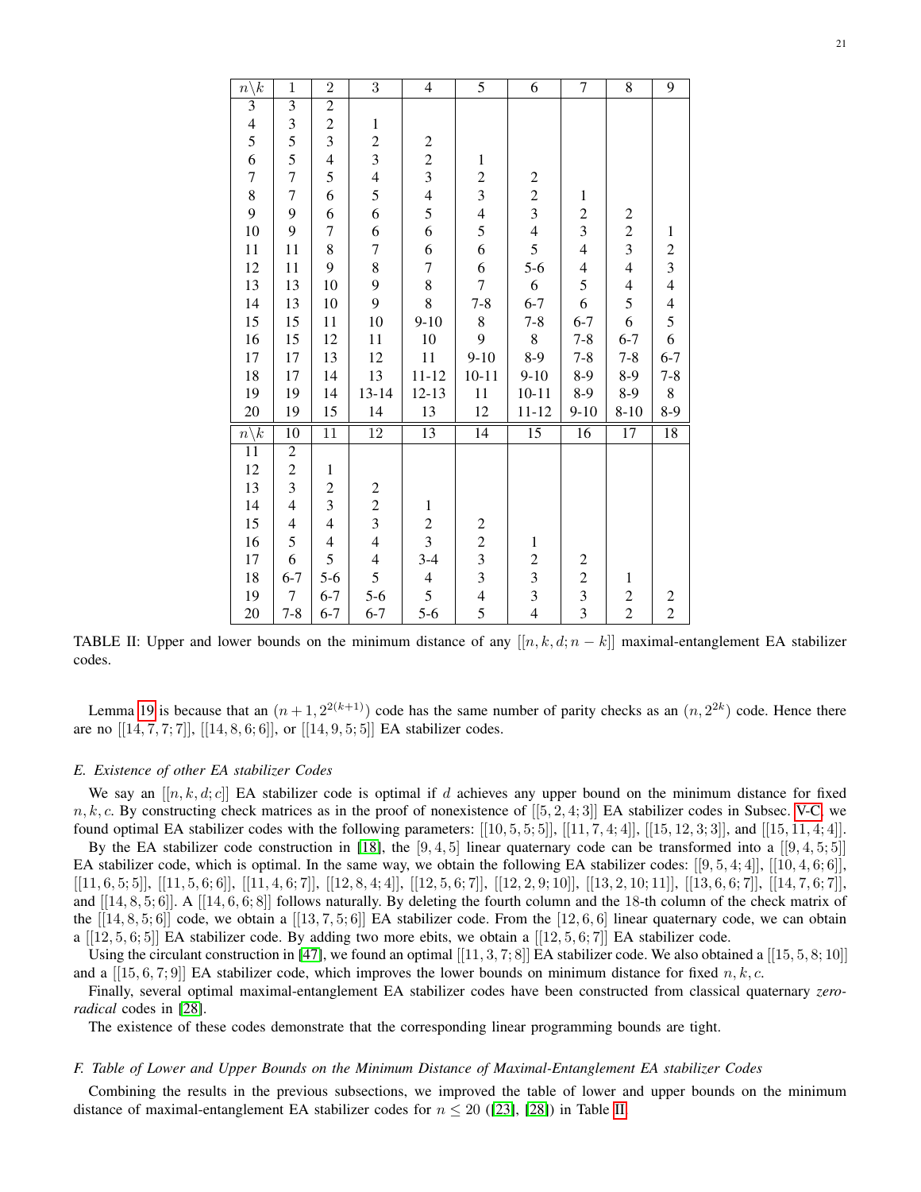| $n\backslash k$ | 1 | 2 | 3 | 4 | 5 | 6 | 7 | 8 | 9 |
|---|---|---|---|---|---|---|---|---|---|
| 3 | 3 | 2 | | | | | | | |
| 4 | 3 | 2 | 1 | | | | | | |
| 5 | 5 | 3 | 2 | 2 | | | | | |
| 6 | 5 | 4 | 3 | 2 | 1 | | | | |
| 7 | 7 | 5 | 4 | 3 | 2 | 2 | | | |
| 8 | 7 | 6 | 5 | 4 | 3 | 2 | 1 | | |
| 9 | 9 | 6 | 6 | 5 | 4 | 3 | 2 | 2 | |
| 10 | 9 | 7 | 6 | 6 | 5 | 4 | 3 | 2 | 1 |
| 11 | 11 | 8 | 7 | 6 | 6 | 5 | 4 | 3 | 2 |
| 12 | 11 | 9 | 8 | 7 | 6 | 5-6 | 4 | 4 | 3 |
| 13 | 13 | 10 | 9 | 8 | 7 | 6 | 5 | 4 | 4 |
| 14 | 13 | 10 | 9 | 8 | 7-8 | 6-7 | 6 | 5 | 4 |
| 15 | 15 | 11 | 10 | 9-10 | 8 | 7-8 | 6-7 | 6 | 5 |
| 16 | 15 | 12 | 11 | 10 | 9 | 8 | 7-8 | 6-7 | 6 |
| 17 | 17 | 13 | 12 | 11 | 9-10 | 8-9 | 7-8 | 7-8 | 6-7 |
| 18 | 17 | 14 | 13 | 11-12 | 10-11 | 9-10 | 8-9 | 8-9 | 7-8 |
| 19 | 19 | 14 | 13-14 | 12-13 | 11 | 10-11 | 8-9 | 8-9 | 8 |
| 20 | 19 | 15 | 14 | 13 | 12 | 11-12 | 9-10 | 8-10 | 8-9 |
| $n\backslash k$ | 10 | 11 | 12 | 13 | 14 | 15 | 16 | 17 | 18 |
| 11 | 2 | | | | | | | | |
| 12 | 2 | 1 | | | | | | | |
| 13 | 3 | 2 | 2 | | | | | | |
| 14 | 4 | 3 | 2 | 1 | | | | | |
| 15 | 4 | 4 | 3 | 2 | 2 | | | | |
| 16 | 5 | 4 | 4 | 3 | 2 | 1 | | | |
| 17 | 6 | 5 | 4 | 3-4 | 3 | 2 | 2 | | |
| 18 | 6-7 | 5-6 | 5 | 4 | 3 | 3 | 2 | 1 | |
| 19 | 7 | 6-7 | 5-6 | 5 | 4 | 3 | 3 | 2 | 2 |
| 20 | 7-8 | 6-7 | 6-7 | 5-6 | 5 | 4 | 3 | 2 | 2 |

TABLE II: Upper and lower bounds on the minimum distance of any $[[n, k, d; n-k]]$ maximal-entanglement EA stabilizer codes.

Lemma 19 is because that an $(n+1, 2^{2(k+1)})$ code has the same number of parity checks as an $(n, 2^{2k})$ code. Hence there are no $[[14, 7, 7; 7]]$, $[[14, 8, 6; 6]]$, or $[[14, 9, 5; 5]]$ EA stabilizer codes.

### E. Existence of other EA stabilizer Codes

We say an $[[n, k, d; c]]$ EA stabilizer code is optimal if $d$ achieves any upper bound on the minimum distance for fixed $n, k, c$. By constructing check matrices as in the proof of nonexistence of $[[5, 2, 4; 3]]$ EA stabilizer codes in Subsec. V-C, we found optimal EA stabilizer codes with the following parameters: $[[10, 5, 5; 5]]$, $[[11, 7, 4; 4]]$, $[[15, 12, 3; 3]]$, and $[[15, 11, 4; 4]]$.

By the EA stabilizer code construction in [18], the $[9, 4, 5]$ linear quaternary code can be transformed into a $[[9, 4, 5; 5]]$ EA stabilizer code, which is optimal. In the same way, we obtain the following EA stabilizer codes: $[[9, 5, 4; 4]]$, $[[10, 4, 6; 6]]$, $[[11, 6, 5; 5]]$, $[[11, 5, 6; 6]]$, $[[11, 4, 6; 7]]$, $[[12, 8, 4; 4]]$, $[[12, 5, 6; 7]]$, $[[12, 2, 9; 10]]$, $[[13, 2, 10; 11]]$, $[[13, 6, 6; 7]]$, $[[14, 7, 6; 7]]$, and $[[14, 8, 5; 6]]$. A $[[14, 6, 6; 8]]$ follows naturally. By deleting the fourth column and the 18-th column of the check matrix of the $[[14, 8, 5; 6]]$ code, we obtain a $[[13, 7, 5; 6]]$ EA stabilizer code. From the $[12, 6, 6]$ linear quaternary code, we can obtain a $[[12, 5, 6; 5]]$ EA stabilizer code. By adding two more ebits, we obtain a $[[12, 5, 6; 7]]$ EA stabilizer code.

Using the circulant construction in [47], we found an optimal $[[11, 3, 7; 8]]$ EA stabilizer code. We also obtained a $[[15, 5, 8; 10]]$ and a $[[15, 6, 7; 9]]$ EA stabilizer code, which improves the lower bounds on minimum distance for fixed $n, k, c$.

Finally, several optimal maximal-entanglement EA stabilizer codes have been constructed from classical quaternary *zero-radical* codes in [28].

The existence of these codes demonstrate that the corresponding linear programming bounds are tight.

### F. Table of Lower and Upper Bounds on the Minimum Distance of Maximal-Entanglement EA stabilizer Codes

Combining the results in the previous subsections, we improved the table of lower and upper bounds on the minimum distance of maximal-entanglement EA stabilizer codes for $n \leq 20$ ([23], [28]) in Table II.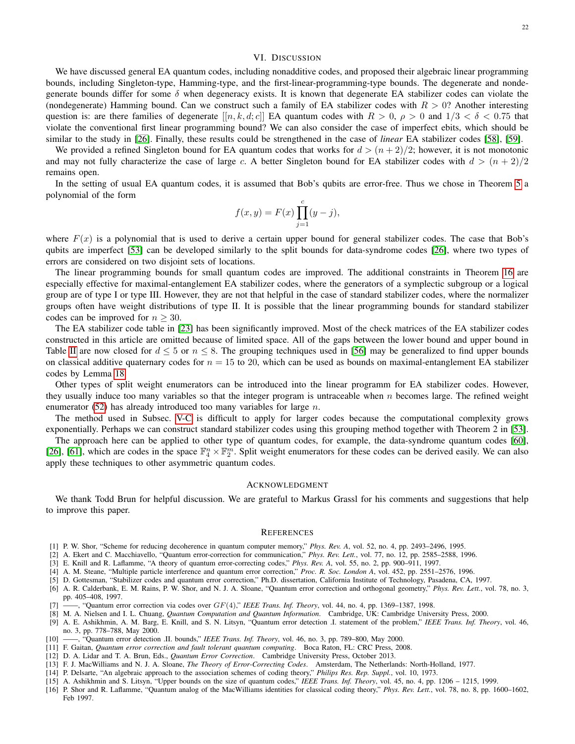## VI. Discussion

We have discussed general EA quantum codes, including nonadditive codes, and proposed their algebraic linear programming bounds, including Singleton-type, Hamming-type, and the first-linear-programming-type bounds. The degenerate and nondegenerate bounds differ for some $\delta$ when degeneracy exists. It is known that degenerate EA stabilizer codes can violate the (nondegenerate) Hamming bound. Can we construct such a family of EA stabilizer codes with $R > 0$? Another interesting question is: are there families of degenerate $[[n, k, d; c]]$ EA quantum codes with $R > 0$, $\rho > 0$ and $1/3 < \delta < 0.75$ that violate the conventional first linear programming bound? We can also consider the case of imperfect ebits, which should be similar to the study in [26]. Finally, these results could be strengthened in the case of *linear* EA stabilizer codes [58], [59].

We provided a refined Singleton bound for EA quantum codes that works for $d > (n + 2)/2$; however, it is not monotonic and may not fully characterize the case of large $c$. A better Singleton bound for EA stabilizer codes with $d > (n + 2)/2$ remains open.

In the setting of usual EA quantum codes, it is assumed that Bob's qubits are error-free. Thus we chose in Theorem 5 a polynomial of the form

$$f(x, y) = F(x) \prod_{j=1}^{c} (y - j),$$

where $F(x)$ is a polynomial that is used to derive a certain upper bound for general stabilizer codes. The case that Bob's qubits are imperfect [53] can be developed similarly to the split bounds for data-syndrome codes [26], where two types of errors are considered on two disjoint sets of locations.

The linear programming bounds for small quantum codes are improved. The additional constraints in Theorem 16 are especially effective for maximal-entanglement EA stabilizer codes, where the generators of a symplectic subgroup or a logical group are of type I or type III. However, they are not that helpful in the case of standard stabilizer codes, where the normalizer groups often have weight distributions of type II. It is possible that the linear programming bounds for standard stabilizer codes can be improved for $n \geq 30$.

The EA stabilizer code table in [23] has been significantly improved. Most of the check matrices of the EA stabilizer codes constructed in this article are omitted because of limited space. All of the gaps between the lower bound and upper bound in Table II are now closed for $d \leq 5$ or $n \leq 8$. The grouping techniques used in [56] may be generalized to find upper bounds on classical additive quaternary codes for $n = 15$ to 20, which can be used as bounds on maximal-entanglement EA stabilizer codes by Lemma 18.

Other types of split weight enumerators can be introduced into the linear programm for EA stabilizer codes. However, they usually induce too many variables so that the integer program is untraceable when $n$ becomes large. The refined weight enumerator (52) has already introduced too many variables for large $n$.

The method used in Subsec. V-C is difficult to apply for larger codes because the computational complexity grows exponentially. Perhaps we can construct standard stabilizer codes using this grouping method together with Theorem 2 in [53].

The approach here can be applied to other type of quantum codes, for example, the data-syndrome quantum codes [60], [26], [61], which are codes in the space $\mathbb{F}_4^n \times \mathbb{F}_2^m$. Split weight enumerators for these codes can be derived easily. We can also apply these techniques to other asymmetric quantum codes.

## Acknowledgment

We thank Todd Brun for helpful discussion. We are grateful to Markus Grassl for his comments and suggestions that help to improve this paper.

## References

[1] P. W. Shor, "Scheme for reducing decoherence in quantum computer memory," *Phys. Rev. A*, vol. 52, no. 4, pp. 2493–2496, 1995.

[2] A. Ekert and C. Macchiavello, "Quantum error-correction for communication," *Phys. Rev. Lett.*, vol. 77, no. 12, pp. 2585–2588, 1996.

[3] E. Knill and R. Laflamme, "A theory of quantum error-correcting codes," *Phys. Rev. A*, vol. 55, no. 2, pp. 900–911, 1997.

[4] A. M. Steane, "Multiple particle interference and quantum error correction," *Proc. R. Soc. London A*, vol. 452, pp. 2551–2576, 1996.

[5] D. Gottesman, "Stabilizer codes and quantum error correction," Ph.D. dissertation, California Institute of Technology, Pasadena, CA, 1997.

[6] A. R. Calderbank, E. M. Rains, P. W. Shor, and N. J. A. Sloane, "Quantum error correction and orthogonal geometry," *Phys. Rev. Lett.*, vol. 78, no. 3, pp. 405–408, 1997.

[7] ——, "Quantum error correction via codes over $GF(4)$," *IEEE Trans. Inf. Theory*, vol. 44, no. 4, pp. 1369–1387, 1998.

[8] M. A. Nielsen and I. L. Chuang, *Quantum Computation and Quantum Information*. Cambridge, UK: Cambridge University Press, 2000.

[9] A. E. Ashikhmin, A. M. Barg, E. Knill, and S. N. Litsyn, "Quantum error detection .I. statement of the problem," *IEEE Trans. Inf. Theory*, vol. 46, no. 3, pp. 778–788, May 2000.

[10] ——, "Quantum error detection .II. bounds," *IEEE Trans. Inf. Theory*, vol. 46, no. 3, pp. 789–800, May 2000.

[11] F. Gaitan, *Quantum error correction and fault tolerant quantum computing*. Boca Raton, FL: CRC Press, 2008.

[12] D. A. Lidar and T. A. Brun, Eds., *Quantum Error Correction*. Cambridge University Press, October 2013.

[13] F. J. MacWilliams and N. J. A. Sloane, *The Theory of Error-Correcting Codes*. Amsterdam, The Netherlands: North-Holland, 1977.

[14] P. Delsarte, "An algebraic approach to the association schemes of coding theory," *Philips Res. Rep. Suppl.*, vol. 10, 1973.

[15] A. Ashikhmin and S. Litsyn, "Upper bounds on the size of quantum codes," *IEEE Trans. Inf. Theory*, vol. 45, no. 4, pp. 1206 – 1215, 1999.

[16] P. Shor and R. Laflamme, "Quantum analog of the MacWilliams identities for classical coding theory," *Phys. Rev. Lett.*, vol. 78, no. 8, pp. 1600–1602, Feb 1997.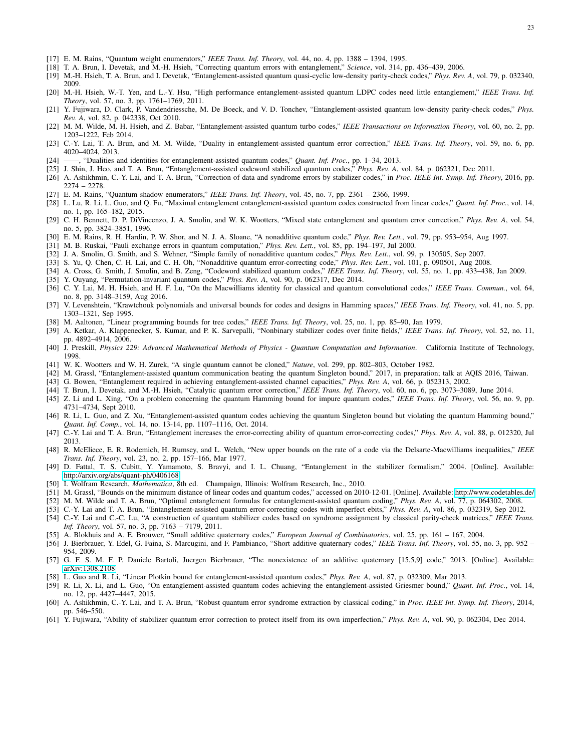[17] E. M. Rains, "Quantum weight enumerators," *IEEE Trans. Inf. Theory*, vol. 44, no. 4, pp. 1388 – 1394, 1995.
[18] T. A. Brun, I. Devetak, and M.-H. Hsieh, "Correcting quantum errors with entanglement," *Science*, vol. 314, pp. 436–439, 2006.
[19] M.-H. Hsieh, T. A. Brun, and I. Devetak, "Entanglement-assisted quantum quasi-cyclic low-density parity-check codes," *Phys. Rev. A*, vol. 79, p. 032340, 2009.
[20] M.-H. Hsieh, W.-T. Yen, and L.-Y. Hsu, "High performance entanglement-assisted quantum LDPC codes need little entanglement," *IEEE Trans. Inf. Theory*, vol. 57, no. 3, pp. 1761–1769, 2011.
[21] Y. Fujiwara, D. Clark, P. Vandendriessche, M. De Boeck, and V. D. Tonchev, "Entanglement-assisted quantum low-density parity-check codes," *Phys. Rev. A*, vol. 82, p. 042338, Oct 2010.
[22] M. M. Wilde, M. H. Hsieh, and Z. Babar, "Entanglement-assisted quantum turbo codes," *IEEE Transactions on Information Theory*, vol. 60, no. 2, pp. 1203–1222, Feb 2014.
[23] C.-Y. Lai, T. A. Brun, and M. M. Wilde, "Duality in entanglement-assisted quantum error correction," *IEEE Trans. Inf. Theory*, vol. 59, no. 6, pp. 4020–4024, 2013.
[24] ——, "Dualities and identities for entanglement-assisted quantum codes," *Quant. Inf. Proc.*, pp. 1–34, 2013.
[25] J. Shin, J. Heo, and T. A. Brun, "Entanglement-assisted codeword stabilized quantum codes," *Phys. Rev. A*, vol. 84, p. 062321, Dec 2011.
[26] A. Ashikhmin, C.-Y. Lai, and T. A. Brun, "Correction of data and syndrome errors by stabilizer codes," in *Proc. IEEE Int. Symp. Inf. Theory*, 2016, pp. 2274 – 2278.
[27] E. M. Rains, "Quantum shadow enumerators," *IEEE Trans. Inf. Theory*, vol. 45, no. 7, pp. 2361 – 2366, 1999.
[28] L. Lu, R. Li, L. Guo, and Q. Fu, "Maximal entanglement entanglement-assisted quantum codes constructed from linear codes," *Quant. Inf. Proc.*, vol. 14, no. 1, pp. 165–182, 2015.
[29] C. H. Bennett, D. P. DiVincenzo, J. A. Smolin, and W. K. Wootters, "Mixed state entanglement and quantum error correction," *Phys. Rev. A*, vol. 54, no. 5, pp. 3824–3851, 1996.
[30] E. M. Rains, R. H. Hardin, P. W. Shor, and N. J. A. Sloane, "A nonadditive quantum code," *Phys. Rev. Lett.*, vol. 79, pp. 953–954, Aug 1997.
[31] M. B. Ruskai, "Pauli exchange errors in quantum computation," *Phys. Rev. Lett.*, vol. 85, pp. 194–197, Jul 2000.
[32] J. A. Smolin, G. Smith, and S. Wehner, "Simple family of nonadditive quantum codes," *Phys. Rev. Lett.*, vol. 99, p. 130505, Sep 2007.
[33] S. Yu, Q. Chen, C. H. Lai, and C. H. Oh, "Nonadditive quantum error-correcting code," *Phys. Rev. Lett.*, vol. 101, p. 090501, Aug 2008.
[34] A. Cross, G. Smith, J. Smolin, and B. Zeng, "Codeword stabilized quantum codes," *IEEE Trans. Inf. Theory*, vol. 55, no. 1, pp. 433–438, Jan 2009.
[35] Y. Ouyang, "Permutation-invariant quantum codes," *Phys. Rev. A*, vol. 90, p. 062317, Dec 2014.
[36] C. Y. Lai, M. H. Hsieh, and H. F. Lu, "On the Macwilliams identity for classical and quantum convolutional codes," *IEEE Trans. Commun.*, vol. 64, no. 8, pp. 3148–3159, Aug 2016.
[37] V. Levenshtein, "Krawtchouk polynomials and universal bounds for codes and designs in Hamming spaces," *IEEE Trans. Inf. Theory*, vol. 41, no. 5, pp. 1303–1321, Sep 1995.
[38] M. Aaltonen, "Linear programming bounds for tree codes," *IEEE Trans. Inf. Theory*, vol. 25, no. 1, pp. 85–90, Jan 1979.
[39] A. Ketkar, A. Klappenecker, S. Kumar, and P. K. Sarvepalli, "Nonbinary stabilizer codes over finite fields," *IEEE Trans. Inf. Theory*, vol. 52, no. 11, pp. 4892–4914, 2006.
[40] J. Preskill, *Physics 229: Advanced Mathematical Methods of Physics - Quantum Computation and Information*. California Institute of Technology, 1998.
[41] W. K. Wootters and W. H. Zurek, "A single quantum cannot be cloned," *Nature*, vol. 299, pp. 802–803, October 1982.
[42] M. Grassl, "Entanglement-assisted quantum communication beating the quantum Singleton bound," 2017, in preparation; talk at AQIS 2016, Taiwan.
[43] G. Bowen, "Entanglement required in achieving entanglement-assisted channel capacities," *Phys. Rev. A*, vol. 66, p. 052313, 2002.
[44] T. Brun, I. Devetak, and M.-H. Hsieh, "Catalytic quantum error correction," *IEEE Trans. Inf. Theory*, vol. 60, no. 6, pp. 3073–3089, June 2014.
[45] Z. Li and L. Xing, "On a problem concerning the quantum Hamming bound for impure quantum codes," *IEEE Trans. Inf. Theory*, vol. 56, no. 9, pp. 4731–4734, Sept 2010.
[46] R. Li, L. Guo, and Z. Xu, "Entanglement-assisted quantum codes achieving the quantum Singleton bound but violating the quantum Hamming bound," *Quant. Inf. Comp.*, vol. 14, no. 13-14, pp. 1107–1116, Oct. 2014.
[47] C.-Y. Lai and T. A. Brun, "Entanglement increases the error-correcting ability of quantum error-correcting codes," *Phys. Rev. A*, vol. 88, p. 012320, Jul 2013.
[48] R. McEliece, E. R. Rodemich, H. Rumsey, and L. Welch, "New upper bounds on the rate of a code via the Delsarte-Macwilliams inequalities," *IEEE Trans. Inf. Theory*, vol. 23, no. 2, pp. 157–166, Mar 1977.
[49] D. Fattal, T. S. Cubitt, Y. Yamamoto, S. Bravyi, and I. L. Chuang, "Entanglement in the stabilizer formalism," 2004. [Online]. Available: http://arxiv.org/abs/quant-ph/0406168
[50] I. Wolfram Research, *Mathematica*, 8th ed. Champaign, Illinois: Wolfram Research, Inc., 2010.
[51] M. Grassl, "Bounds on the minimum distance of linear codes and quantum codes," accessed on 2010-12-01. [Online]. Available: http://www.codetables.de/
[52] M. M. Wilde and T. A. Brun, "Optimal entanglement formulas for entanglement-assisted quantum coding," *Phys. Rev. A*, vol. 77, p. 064302, 2008.
[53] C.-Y. Lai and T. A. Brun, "Entanglement-assisted quantum error-correcting codes with imperfect ebits," *Phys. Rev. A*, vol. 86, p. 032319, Sep 2012.
[54] C.-Y. Lai and C.-C. Lu, "A construction of quantum stabilizer codes based on syndrome assignment by classical parity-check matrices," *IEEE Trans. Inf. Theory*, vol. 57, no. 3, pp. 7163 – 7179, 2011.
[55] A. Blokhuis and A. E. Brouwer, "Small additive quaternary codes," *European Journal of Combinatorics*, vol. 25, pp. 161 – 167, 2004.
[56] J. Bierbrauer, Y. Edel, G. Faina, S. Marcugini, and F. Pambianco, "Short additive quaternary codes," *IEEE Trans. Inf. Theory*, vol. 55, no. 3, pp. 952 – 954, 2009.
[57] G. F. S. M. F. P. Daniele Bartoli, Juergen Bierbrauer, "The nonexistence of an additive quaternary [15,5,9] code," 2013. [Online]. Available: arXiv:1308.2108
[58] L. Guo and R. Li, "Linear Plotkin bound for entanglement-assisted quantum codes," *Phys. Rev. A*, vol. 87, p. 032309, Mar 2013.
[59] R. Li, X. Li, and L. Guo, "On entanglement-assisted quantum codes achieving the entanglement-assisted Griesmer bound," *Quant. Inf. Proc.*, vol. 14, no. 12, pp. 4427–4447, 2015.
[60] A. Ashikhmin, C.-Y. Lai, and T. A. Brun, "Robust quantum error syndrome extraction by classical coding," in *Proc. IEEE Int. Symp. Inf. Theory*, 2014, pp. 546–550.
[61] Y. Fujiwara, "Ability of stabilizer quantum error correction to protect itself from its own imperfection," *Phys. Rev. A*, vol. 90, p. 062304, Dec 2014.